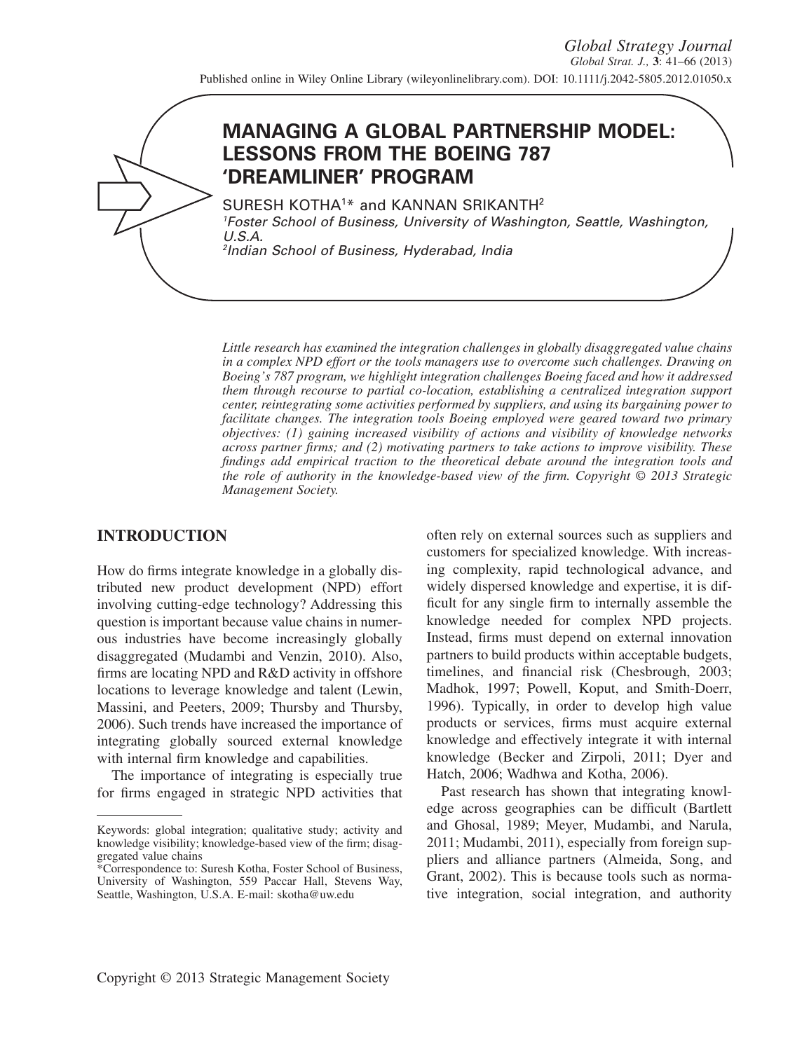# MANAGING A GLOBAL PARTNERSHIP MODEL: LESSONS FROM THE BOEING 787 'DREAMLINER' PROGRAM

SURESH KOTHA[1]* and KANNAN SRIKANTH[2]

[1]*Foster School of Business, University of Washington, Seattle, Washington, U.S.A.*

[2]*Indian School of Business, Hyderabad, India*

*Little research has examined the integration challenges in globally disaggregated value chains in a complex NPD effort or the tools managers use to overcome such challenges. Drawing on Boeing's 787 program, we highlight integration challenges Boeing faced and how it addressed them through recourse to partial co-location, establishing a centralized integration support center, reintegrating some activities performed by suppliers, and using its bargaining power to facilitate changes. The integration tools Boeing employed were geared toward two primary objectives: (1) gaining increased visibility of actions and visibility of knowledge networks across partner firms; and (2) motivating partners to take actions to improve visibility. These findings add empirical traction to the theoretical debate around the integration tools and the role of authority in the knowledge-based view of the firm. Copyright © 2013 Strategic Management Society.*

## INTRODUCTION

How do firms integrate knowledge in a globally distributed new product development (NPD) effort involving cutting-edge technology? Addressing this question is important because value chains in numerous industries have become increasingly globally disaggregated (Mudambi and Venzin, 2010). Also, firms are locating NPD and R&D activity in offshore locations to leverage knowledge and talent (Lewin, Massini, and Peeters, 2009; Thursby and Thursby, 2006). Such trends have increased the importance of integrating globally sourced external knowledge with internal firm knowledge and capabilities.

The importance of integrating is especially true for firms engaged in strategic NPD activities that often rely on external sources such as suppliers and customers for specialized knowledge. With increasing complexity, rapid technological advance, and widely dispersed knowledge and expertise, it is difficult for any single firm to internally assemble the knowledge needed for complex NPD projects. Instead, firms must depend on external innovation partners to build products within acceptable budgets, timelines, and financial risk (Chesbrough, 2003; Madhok, 1997; Powell, Koput, and Smith-Doerr, 1996). Typically, in order to develop high value products or services, firms must acquire external knowledge and effectively integrate it with internal knowledge (Becker and Zirpoli, 2011; Dyer and Hatch, 2006; Wadhwa and Kotha, 2006).

Past research has shown that integrating knowledge across geographies can be difficult (Bartlett and Ghosal, 1989; Meyer, Mudambi, and Narula, 2011; Mudambi, 2011), especially from foreign suppliers and alliance partners (Almeida, Song, and Grant, 2002). This is because tools such as normative integration, social integration, and authority

---

Keywords: global integration; qualitative study; activity and knowledge visibility; knowledge-based view of the firm; disaggregated value chains

*Correspondence to: Suresh Kotha, Foster School of Business, University of Washington, 559 Paccar Hall, Stevens Way, Seattle, Washington, U.S.A. E-mail: skotha@uw.edu

Copyright © 2013 Strategic Management Society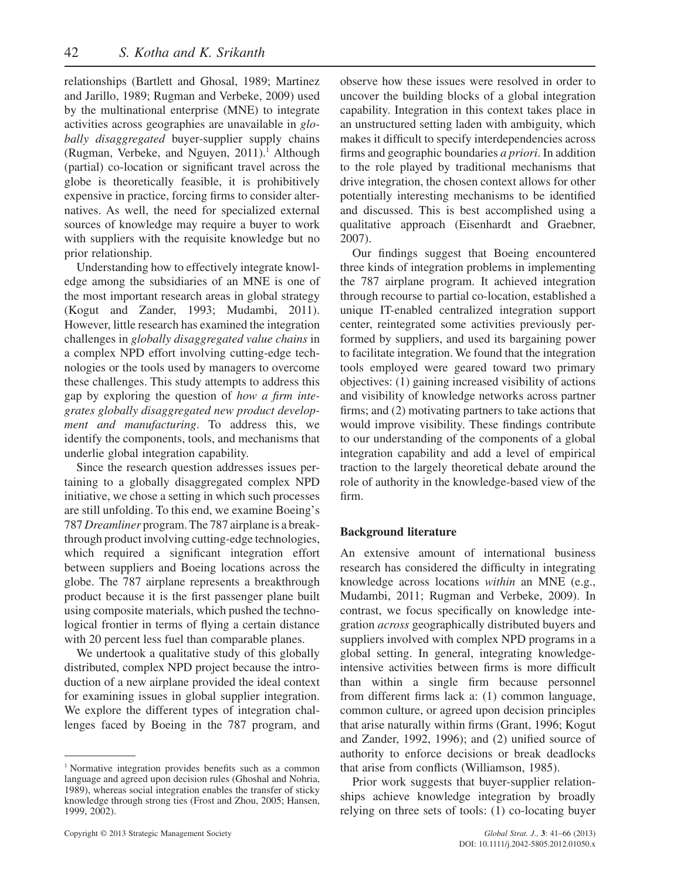relationships (Bartlett and Ghosal, 1989; Martinez and Jarillo, 1989; Rugman and Verbeke, 2009) used by the multinational enterprise (MNE) to integrate activities across geographies are unavailable in *globally disaggregated* buyer-supplier supply chains (Rugman, Verbeke, and Nguyen, 2011).[1] Although (partial) co-location or significant travel across the globe is theoretically feasible, it is prohibitively expensive in practice, forcing firms to consider alternatives. As well, the need for specialized external sources of knowledge may require a buyer to work with suppliers with the requisite knowledge but no prior relationship.

Understanding how to effectively integrate knowledge among the subsidiaries of an MNE is one of the most important research areas in global strategy (Kogut and Zander, 1993; Mudambi, 2011). However, little research has examined the integration challenges in *globally disaggregated value chains* in a complex NPD effort involving cutting-edge technologies or the tools used by managers to overcome these challenges. This study attempts to address this gap by exploring the question of *how a firm integrates globally disaggregated new product development and manufacturing*. To address this, we identify the components, tools, and mechanisms that underlie global integration capability.

Since the research question addresses issues pertaining to a globally disaggregated complex NPD initiative, we chose a setting in which such processes are still unfolding. To this end, we examine Boeing's 787 *Dreamliner* program. The 787 airplane is a breakthrough product involving cutting-edge technologies, which required a significant integration effort between suppliers and Boeing locations across the globe. The 787 airplane represents a breakthrough product because it is the first passenger plane built using composite materials, which pushed the technological frontier in terms of flying a certain distance with 20 percent less fuel than comparable planes.

We undertook a qualitative study of this globally distributed, complex NPD project because the introduction of a new airplane provided the ideal context for examining issues in global supplier integration. We explore the different types of integration challenges faced by Boeing in the 787 program, and observe how these issues were resolved in order to uncover the building blocks of a global integration capability. Integration in this context takes place in an unstructured setting laden with ambiguity, which makes it difficult to specify interdependencies across firms and geographic boundaries *a priori*. In addition to the role played by traditional mechanisms that drive integration, the chosen context allows for other potentially interesting mechanisms to be identified and discussed. This is best accomplished using a qualitative approach (Eisenhardt and Graebner, 2007).

Our findings suggest that Boeing encountered three kinds of integration problems in implementing the 787 airplane program. It achieved integration through recourse to partial co-location, established a unique IT-enabled centralized integration support center, reintegrated some activities previously performed by suppliers, and used its bargaining power to facilitate integration. We found that the integration tools employed were geared toward two primary objectives: (1) gaining increased visibility of actions and visibility of knowledge networks across partner firms; and (2) motivating partners to take actions that would improve visibility. These findings contribute to our understanding of the components of a global integration capability and add a level of empirical traction to the largely theoretical debate around the role of authority in the knowledge-based view of the firm.

## Background literature

An extensive amount of international business research has considered the difficulty in integrating knowledge across locations *within* an MNE (e.g., Mudambi, 2011; Rugman and Verbeke, 2009). In contrast, we focus specifically on knowledge integration *across* geographically distributed buyers and suppliers involved with complex NPD programs in a global setting. In general, integrating knowledge-intensive activities between firms is more difficult than within a single firm because personnel from different firms lack a: (1) common language, common culture, or agreed upon decision principles that arise naturally within firms (Grant, 1996; Kogut and Zander, 1992, 1996); and (2) unified source of authority to enforce decisions or break deadlocks that arise from conflicts (Williamson, 1985).

Prior work suggests that buyer-supplier relationships achieve knowledge integration by broadly relying on three sets of tools: (1) co-locating buyer

[1] Normative integration provides benefits such as a common language and agreed upon decision rules (Ghoshal and Nohria, 1989), whereas social integration enables the transfer of sticky knowledge through strong ties (Frost and Zhou, 2005; Hansen, 1999, 2002).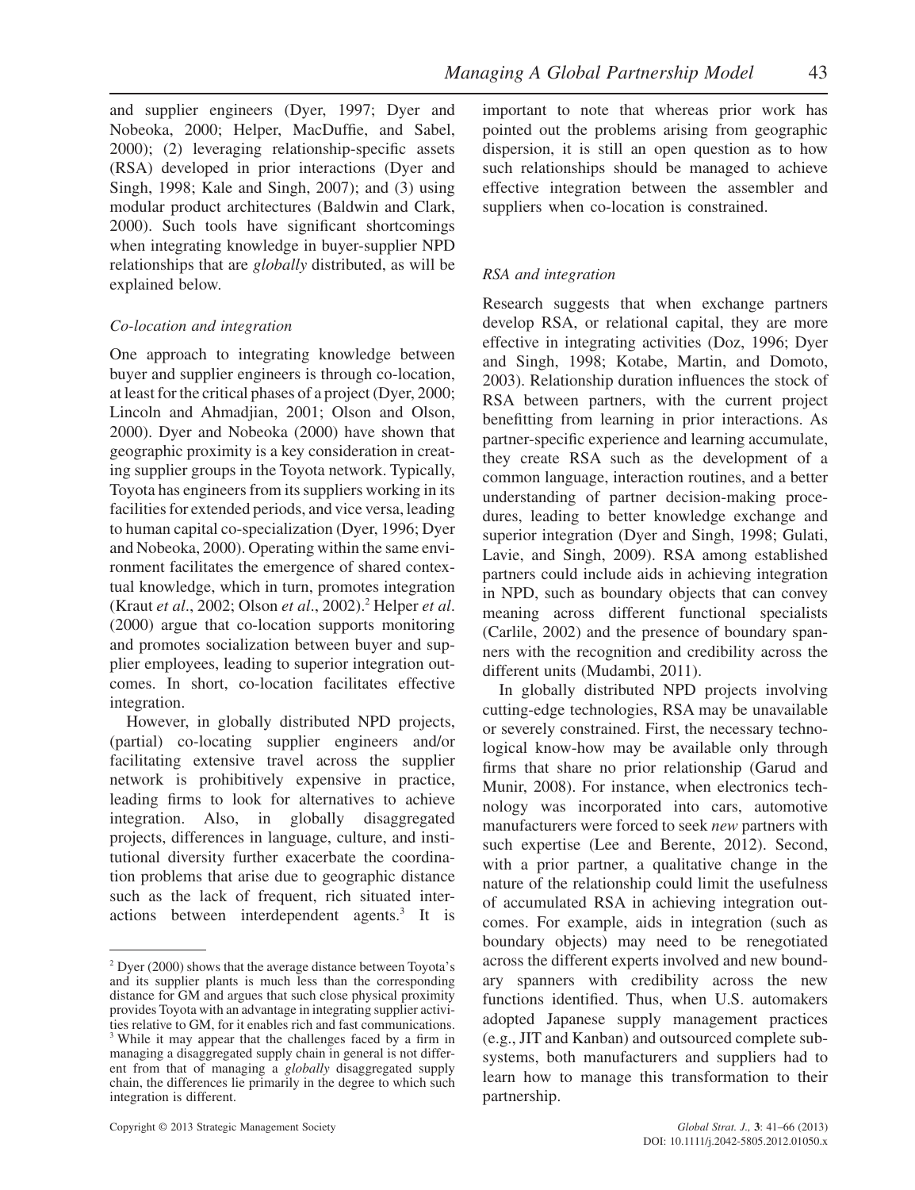and supplier engineers (Dyer, 1997; Dyer and Nobeoka, 2000; Helper, MacDuffie, and Sabel, 2000); (2) leveraging relationship-specific assets (RSA) developed in prior interactions (Dyer and Singh, 1998; Kale and Singh, 2007); and (3) using modular product architectures (Baldwin and Clark, 2000). Such tools have significant shortcomings when integrating knowledge in buyer-supplier NPD relationships that are *globally* distributed, as will be explained below.

### *Co-location and integration*

One approach to integrating knowledge between buyer and supplier engineers is through co-location, at least for the critical phases of a project (Dyer, 2000; Lincoln and Ahmadjian, 2001; Olson and Olson, 2000). Dyer and Nobeoka (2000) have shown that geographic proximity is a key consideration in creating supplier groups in the Toyota network. Typically, Toyota has engineers from its suppliers working in its facilities for extended periods, and vice versa, leading to human capital co-specialization (Dyer, 1996; Dyer and Nobeoka, 2000). Operating within the same environment facilitates the emergence of shared contextual knowledge, which in turn, promotes integration (Kraut *et al*., 2002; Olson *et al*., 2002).[2] Helper *et al*. (2000) argue that co-location supports monitoring and promotes socialization between buyer and supplier employees, leading to superior integration outcomes. In short, co-location facilitates effective integration.

However, in globally distributed NPD projects, (partial) co-locating supplier engineers and/or facilitating extensive travel across the supplier network is prohibitively expensive in practice, leading firms to look for alternatives to achieve integration. Also, in globally disaggregated projects, differences in language, culture, and institutional diversity further exacerbate the coordination problems that arise due to geographic distance such as the lack of frequent, rich situated interactions between interdependent agents.[3] It is important to note that whereas prior work has pointed out the problems arising from geographic dispersion, it is still an open question as to how such relationships should be managed to achieve effective integration between the assembler and suppliers when co-location is constrained.

### *RSA and integration*

Research suggests that when exchange partners develop RSA, or relational capital, they are more effective in integrating activities (Doz, 1996; Dyer and Singh, 1998; Kotabe, Martin, and Domoto, 2003). Relationship duration influences the stock of RSA between partners, with the current project benefitting from learning in prior interactions. As partner-specific experience and learning accumulate, they create RSA such as the development of a common language, interaction routines, and a better understanding of partner decision-making procedures, leading to better knowledge exchange and superior integration (Dyer and Singh, 1998; Gulati, Lavie, and Singh, 2009). RSA among established partners could include aids in achieving integration in NPD, such as boundary objects that can convey meaning across different functional specialists (Carlile, 2002) and the presence of boundary spanners with the recognition and credibility across the different units (Mudambi, 2011).

In globally distributed NPD projects involving cutting-edge technologies, RSA may be unavailable or severely constrained. First, the necessary technological know-how may be available only through firms that share no prior relationship (Garud and Munir, 2008). For instance, when electronics technology was incorporated into cars, automotive manufacturers were forced to seek *new* partners with such expertise (Lee and Berente, 2012). Second, with a prior partner, a qualitative change in the nature of the relationship could limit the usefulness of accumulated RSA in achieving integration outcomes. For example, aids in integration (such as boundary objects) may need to be renegotiated across the different experts involved and new boundary spanners with credibility across the new functions identified. Thus, when U.S. automakers adopted Japanese supply management practices (e.g., JIT and Kanban) and outsourced complete subsystems, both manufacturers and suppliers had to learn how to manage this transformation to their partnership.

---

[2] Dyer (2000) shows that the average distance between Toyota's and its supplier plants is much less than the corresponding distance for GM and argues that such close physical proximity provides Toyota with an advantage in integrating supplier activities relative to GM, for it enables rich and fast communications.

[3] While it may appear that the challenges faced by a firm in managing a disaggregated supply chain in general is not different from that of managing a *globally* disaggregated supply chain, the differences lie primarily in the degree to which such integration is different.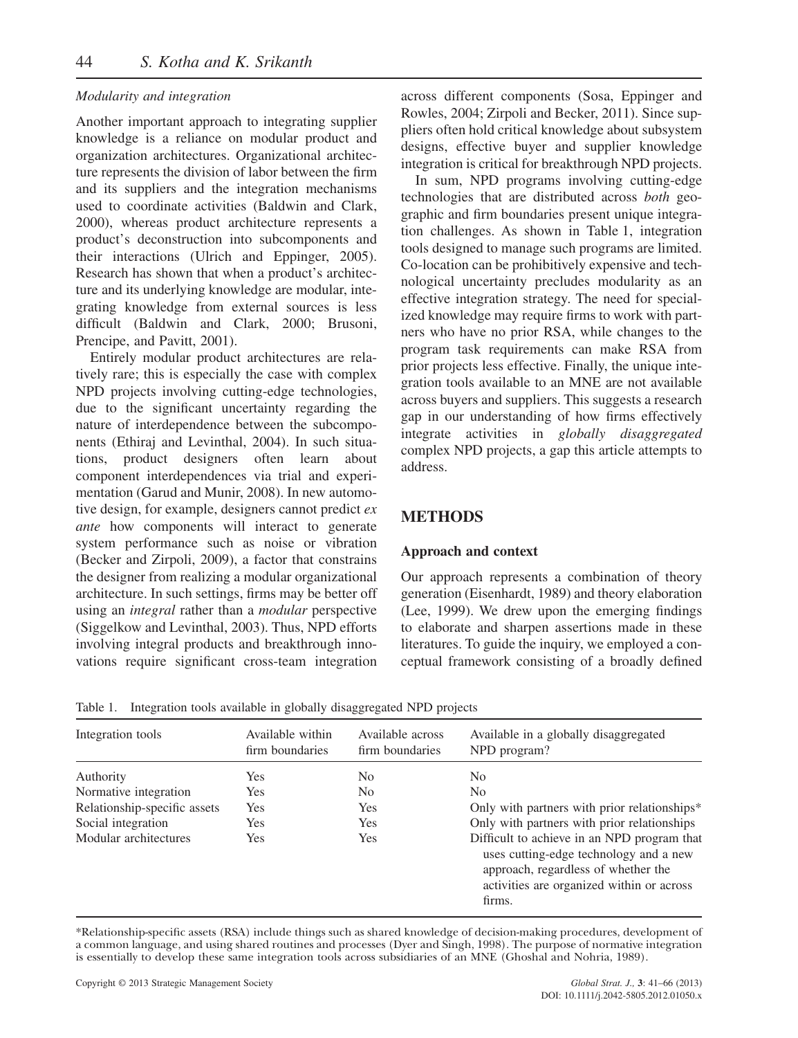*Modularity and integration*

Another important approach to integrating supplier knowledge is a reliance on modular product and organization architectures. Organizational architecture represents the division of labor between the firm and its suppliers and the integration mechanisms used to coordinate activities (Baldwin and Clark, 2000), whereas product architecture represents a product's deconstruction into subcomponents and their interactions (Ulrich and Eppinger, 2005). Research has shown that when a product's architecture and its underlying knowledge are modular, integrating knowledge from external sources is less difficult (Baldwin and Clark, 2000; Brusoni, Prencipe, and Pavitt, 2001).

Entirely modular product architectures are relatively rare; this is especially the case with complex NPD projects involving cutting-edge technologies, due to the significant uncertainty regarding the nature of interdependence between the subcomponents (Ethiraj and Levinthal, 2004). In such situations, product designers often learn about component interdependences via trial and experimentation (Garud and Munir, 2008). In new automotive design, for example, designers cannot predict *ex ante* how components will interact to generate system performance such as noise or vibration (Becker and Zirpoli, 2009), a factor that constrains the designer from realizing a modular organizational architecture. In such settings, firms may be better off using an *integral* rather than a *modular* perspective (Siggelkow and Levinthal, 2003). Thus, NPD efforts involving integral products and breakthrough innovations require significant cross-team integration across different components (Sosa, Eppinger and Rowles, 2004; Zirpoli and Becker, 2011). Since suppliers often hold critical knowledge about subsystem designs, effective buyer and supplier knowledge integration is critical for breakthrough NPD projects.

In sum, NPD programs involving cutting-edge technologies that are distributed across *both* geographic and firm boundaries present unique integration challenges. As shown in Table 1, integration tools designed to manage such programs are limited. Co-location can be prohibitively expensive and technological uncertainty precludes modularity as an effective integration strategy. The need for specialized knowledge may require firms to work with partners who have no prior RSA, while changes to the program task requirements can make RSA from prior projects less effective. Finally, the unique integration tools available to an MNE are not available across buyers and suppliers. This suggests a research gap in our understanding of how firms effectively integrate activities in *globally disaggregated* complex NPD projects, a gap this article attempts to address.

## METHODS

### Approach and context

Our approach represents a combination of theory generation (Eisenhardt, 1989) and theory elaboration (Lee, 1999). We drew upon the emerging findings to elaborate and sharpen assertions made in these literatures. To guide the inquiry, we employed a conceptual framework consisting of a broadly defined

Table 1. Integration tools available in globally disaggregated NPD projects

| Integration tools | Available within firm boundaries | Available across firm boundaries | Available in a globally disaggregated NPD program? |
|---|---|---|---|
| Authority | Yes | No | No |
| Normative integration | Yes | No | No |
| Relationship-specific assets | Yes | Yes | Only with partners with prior relationships* |
| Social integration | Yes | Yes | Only with partners with prior relationships |
| Modular architectures | Yes | Yes | Difficult to achieve in an NPD program that uses cutting-edge technology and a new approach, regardless of whether the activities are organized within or across firms. |

*Relationship-specific assets (RSA) include things such as shared knowledge of decision-making procedures, development of a common language, and using shared routines and processes (Dyer and Singh, 1998). The purpose of normative integration is essentially to develop these same integration tools across subsidiaries of an MNE (Ghoshal and Nohria, 1989).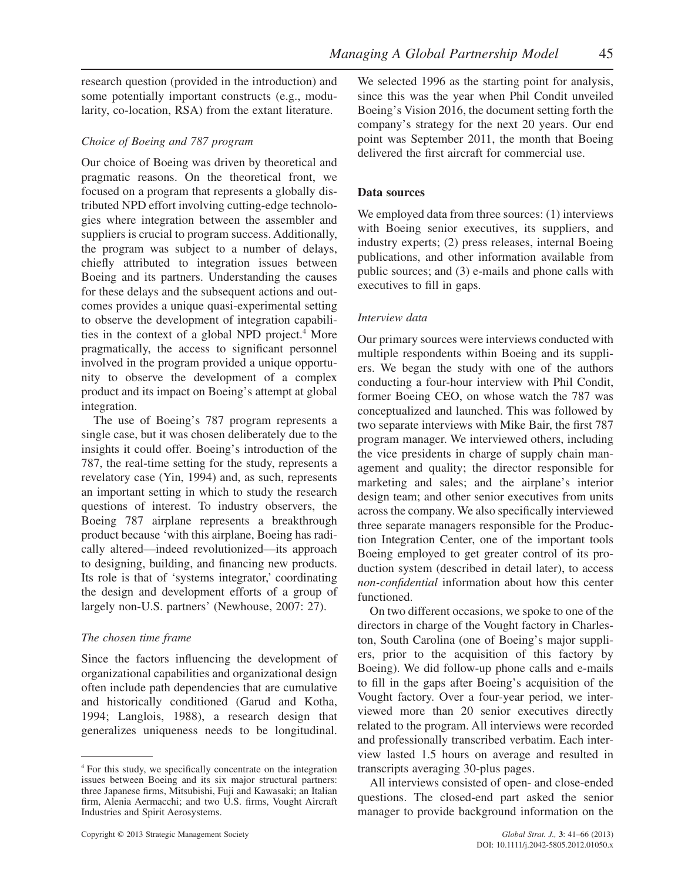research question (provided in the introduction) and some potentially important constructs (e.g., modularity, co-location, RSA) from the extant literature.

### *Choice of Boeing and 787 program*

Our choice of Boeing was driven by theoretical and pragmatic reasons. On the theoretical front, we focused on a program that represents a globally distributed NPD effort involving cutting-edge technologies where integration between the assembler and suppliers is crucial to program success. Additionally, the program was subject to a number of delays, chiefly attributed to integration issues between Boeing and its partners. Understanding the causes for these delays and the subsequent actions and outcomes provides a unique quasi-experimental setting to observe the development of integration capabilities in the context of a global NPD project.[4] More pragmatically, the access to significant personnel involved in the program provided a unique opportunity to observe the development of a complex product and its impact on Boeing's attempt at global integration.

The use of Boeing's 787 program represents a single case, but it was chosen deliberately due to the insights it could offer. Boeing's introduction of the 787, the real-time setting for the study, represents a revelatory case (Yin, 1994) and, as such, represents an important setting in which to study the research questions of interest. To industry observers, the Boeing 787 airplane represents a breakthrough product because 'with this airplane, Boeing has radically altered—indeed revolutionized—its approach to designing, building, and financing new products. Its role is that of 'systems integrator,' coordinating the design and development efforts of a group of largely non-U.S. partners' (Newhouse, 2007: 27).

### *The chosen time frame*

Since the factors influencing the development of organizational capabilities and organizational design often include path dependencies that are cumulative and historically conditioned (Garud and Kotha, 1994; Langlois, 1988), a research design that generalizes uniqueness needs to be longitudinal. We selected 1996 as the starting point for analysis, since this was the year when Phil Condit unveiled Boeing's Vision 2016, the document setting forth the company's strategy for the next 20 years. Our end point was September 2011, the month that Boeing delivered the first aircraft for commercial use.

## **Data sources**

We employed data from three sources: (1) interviews with Boeing senior executives, its suppliers, and industry experts; (2) press releases, internal Boeing publications, and other information available from public sources; and (3) e-mails and phone calls with executives to fill in gaps.

### *Interview data*

Our primary sources were interviews conducted with multiple respondents within Boeing and its suppliers. We began the study with one of the authors conducting a four-hour interview with Phil Condit, former Boeing CEO, on whose watch the 787 was conceptualized and launched. This was followed by two separate interviews with Mike Bair, the first 787 program manager. We interviewed others, including the vice presidents in charge of supply chain management and quality; the director responsible for marketing and sales; and the airplane's interior design team; and other senior executives from units across the company. We also specifically interviewed three separate managers responsible for the Production Integration Center, one of the important tools Boeing employed to get greater control of its production system (described in detail later), to access *non-confidential* information about how this center functioned.

On two different occasions, we spoke to one of the directors in charge of the Vought factory in Charleston, South Carolina (one of Boeing's major suppliers, prior to the acquisition of this factory by Boeing). We did follow-up phone calls and e-mails to fill in the gaps after Boeing's acquisition of the Vought factory. Over a four-year period, we interviewed more than 20 senior executives directly related to the program. All interviews were recorded and professionally transcribed verbatim. Each interview lasted 1.5 hours on average and resulted in transcripts averaging 30-plus pages.

All interviews consisted of open- and close-ended questions. The closed-end part asked the senior manager to provide background information on the

[4] For this study, we specifically concentrate on the integration issues between Boeing and its six major structural partners: three Japanese firms, Mitsubishi, Fuji and Kawasaki; an Italian firm, Alenia Aermacchi; and two U.S. firms, Vought Aircraft Industries and Spirit Aerosystems.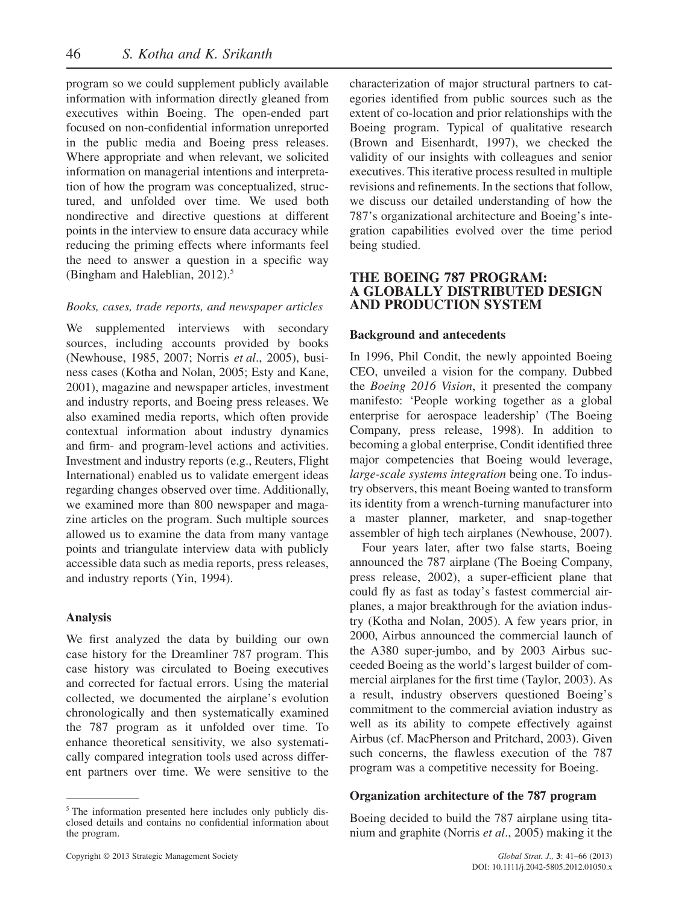program so we could supplement publicly available information with information directly gleaned from executives within Boeing. The open-ended part focused on non-confidential information unreported in the public media and Boeing press releases. Where appropriate and when relevant, we solicited information on managerial intentions and interpretation of how the program was conceptualized, structured, and unfolded over time. We used both nondirective and directive questions at different points in the interview to ensure data accuracy while reducing the priming effects where informants feel the need to answer a question in a specific way (Bingham and Haleblian, 2012).[5]

#### *Books, cases, trade reports, and newspaper articles*

We supplemented interviews with secondary sources, including accounts provided by books (Newhouse, 1985, 2007; Norris *et al*., 2005), business cases (Kotha and Nolan, 2005; Esty and Kane, 2001), magazine and newspaper articles, investment and industry reports, and Boeing press releases. We also examined media reports, which often provide contextual information about industry dynamics and firm- and program-level actions and activities. Investment and industry reports (e.g., Reuters, Flight International) enabled us to validate emergent ideas regarding changes observed over time. Additionally, we examined more than 800 newspaper and magazine articles on the program. Such multiple sources allowed us to examine the data from many vantage points and triangulate interview data with publicly accessible data such as media reports, press releases, and industry reports (Yin, 1994).

### Analysis

We first analyzed the data by building our own case history for the Dreamliner 787 program. This case history was circulated to Boeing executives and corrected for factual errors. Using the material collected, we documented the airplane's evolution chronologically and then systematically examined the 787 program as it unfolded over time. To enhance theoretical sensitivity, we also systematically compared integration tools used across different partners over time. We were sensitive to the characterization of major structural partners to categories identified from public sources such as the extent of co-location and prior relationships with the Boeing program. Typical of qualitative research (Brown and Eisenhardt, 1997), we checked the validity of our insights with colleagues and senior executives. This iterative process resulted in multiple revisions and refinements. In the sections that follow, we discuss our detailed understanding of how the 787's organizational architecture and Boeing's integration capabilities evolved over the time period being studied.

## THE BOEING 787 PROGRAM: A GLOBALLY DISTRIBUTED DESIGN AND PRODUCTION SYSTEM

### Background and antecedents

In 1996, Phil Condit, the newly appointed Boeing CEO, unveiled a vision for the company. Dubbed the *Boeing 2016 Vision*, it presented the company manifesto: 'People working together as a global enterprise for aerospace leadership' (The Boeing Company, press release, 1998). In addition to becoming a global enterprise, Condit identified three major competencies that Boeing would leverage, *large-scale systems integration* being one. To industry observers, this meant Boeing wanted to transform its identity from a wrench-turning manufacturer into a master planner, marketer, and snap-together assembler of high tech airplanes (Newhouse, 2007).

Four years later, after two false starts, Boeing announced the 787 airplane (The Boeing Company, press release, 2002), a super-efficient plane that could fly as fast as today's fastest commercial airplanes, a major breakthrough for the aviation industry (Kotha and Nolan, 2005). A few years prior, in 2000, Airbus announced the commercial launch of the A380 super-jumbo, and by 2003 Airbus succeeded Boeing as the world's largest builder of commercial airplanes for the first time (Taylor, 2003). As a result, industry observers questioned Boeing's commitment to the commercial aviation industry as well as its ability to compete effectively against Airbus (cf. MacPherson and Pritchard, 2003). Given such concerns, the flawless execution of the 787 program was a competitive necessity for Boeing.

### Organization architecture of the 787 program

Boeing decided to build the 787 airplane using titanium and graphite (Norris *et al*., 2005) making it the

[5] The information presented here includes only publicly disclosed details and contains no confidential information about the program.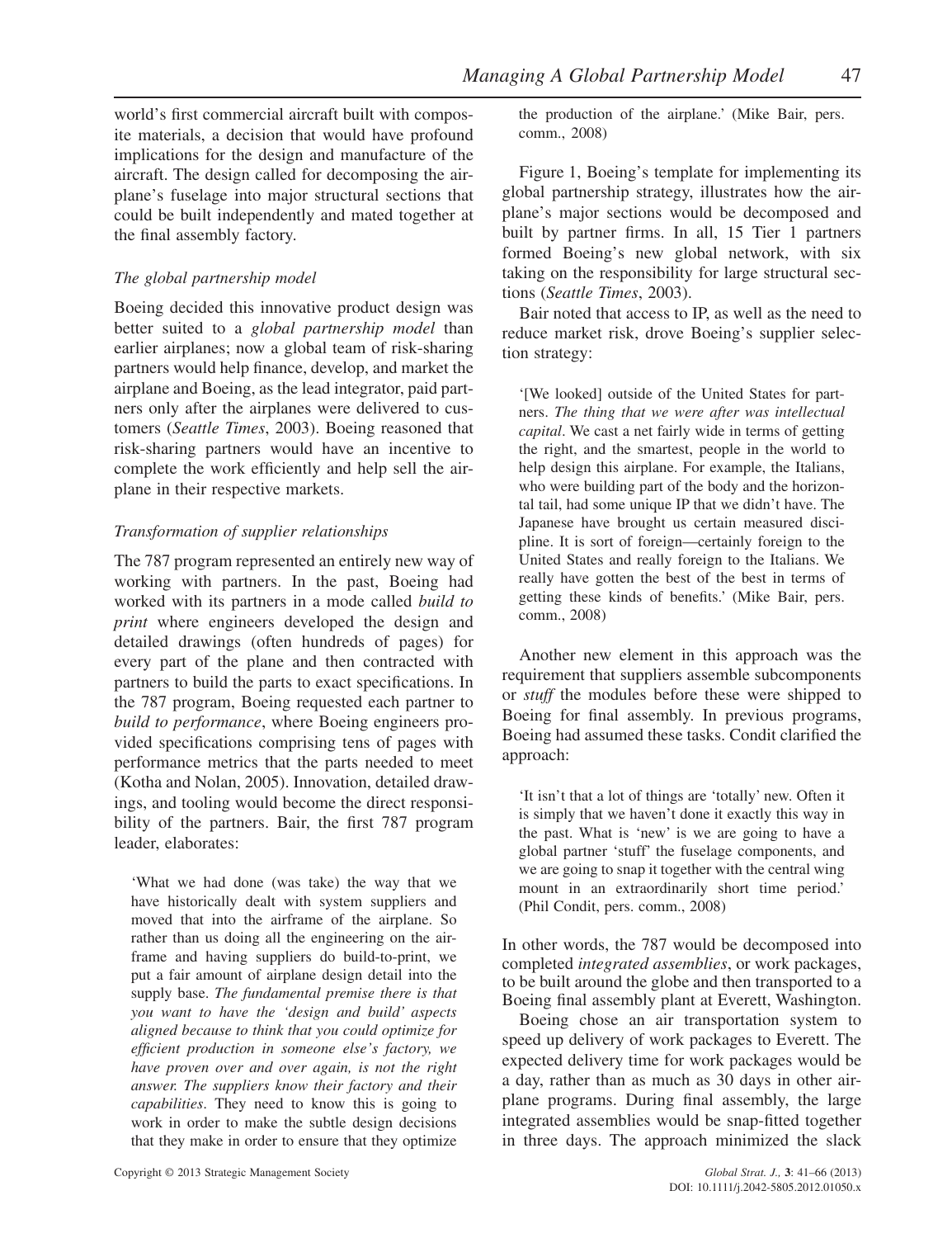world's first commercial aircraft built with composite materials, a decision that would have profound implications for the design and manufacture of the aircraft. The design called for decomposing the airplane's fuselage into major structural sections that could be built independently and mated together at the final assembly factory.

### *The global partnership model*

Boeing decided this innovative product design was better suited to a *global partnership model* than earlier airplanes; now a global team of risk-sharing partners would help finance, develop, and market the airplane and Boeing, as the lead integrator, paid partners only after the airplanes were delivered to customers (*Seattle Times*, 2003). Boeing reasoned that risk-sharing partners would have an incentive to complete the work efficiently and help sell the airplane in their respective markets.

### *Transformation of supplier relationships*

The 787 program represented an entirely new way of working with partners. In the past, Boeing had worked with its partners in a mode called *build to print* where engineers developed the design and detailed drawings (often hundreds of pages) for every part of the plane and then contracted with partners to build the parts to exact specifications. In the 787 program, Boeing requested each partner to *build to performance*, where Boeing engineers provided specifications comprising tens of pages with performance metrics that the parts needed to meet (Kotha and Nolan, 2005). Innovation, detailed drawings, and tooling would become the direct responsibility of the partners. Bair, the first 787 program leader, elaborates:

> 'What we had done (was take) the way that we have historically dealt with system suppliers and moved that into the airframe of the airplane. So rather than us doing all the engineering on the airframe and having suppliers do build-to-print, we put a fair amount of airplane design detail into the supply base. *The fundamental premise there is that you want to have the 'design and build' aspects aligned because to think that you could optimize for efficient production in someone else's factory, we have proven over and over again, is not the right answer. The suppliers know their factory and their capabilities*. They need to know this is going to work in order to make the subtle design decisions that they make in order to ensure that they optimize the production of the airplane.' (Mike Bair, pers. comm., 2008)

Figure 1, Boeing's template for implementing its global partnership strategy, illustrates how the airplane's major sections would be decomposed and built by partner firms. In all, 15 Tier 1 partners formed Boeing's new global network, with six taking on the responsibility for large structural sections (*Seattle Times*, 2003).

Bair noted that access to IP, as well as the need to reduce market risk, drove Boeing's supplier selection strategy:

> '[We looked] outside of the United States for partners. *The thing that we were after was intellectual capital*. We cast a net fairly wide in terms of getting the right, and the smartest, people in the world to help design this airplane. For example, the Italians, who were building part of the body and the horizontal tail, had some unique IP that we didn't have. The Japanese have brought us certain measured discipline. It is sort of foreign—certainly foreign to the United States and really foreign to the Italians. We really have gotten the best of the best in terms of getting these kinds of benefits.' (Mike Bair, pers. comm., 2008)

Another new element in this approach was the requirement that suppliers assemble subcomponents or *stuff* the modules before these were shipped to Boeing for final assembly. In previous programs, Boeing had assumed these tasks. Condit clarified the approach:

> 'It isn't that a lot of things are 'totally' new. Often it is simply that we haven't done it exactly this way in the past. What is 'new' is we are going to have a global partner 'stuff' the fuselage components, and we are going to snap it together with the central wing mount in an extraordinarily short time period.' (Phil Condit, pers. comm., 2008)

In other words, the 787 would be decomposed into completed *integrated assemblies*, or work packages, to be built around the globe and then transported to a Boeing final assembly plant at Everett, Washington.

Boeing chose an air transportation system to speed up delivery of work packages to Everett. The expected delivery time for work packages would be a day, rather than as much as 30 days in other airplane programs. During final assembly, the large integrated assemblies would be snap-fitted together in three days. The approach minimized the slack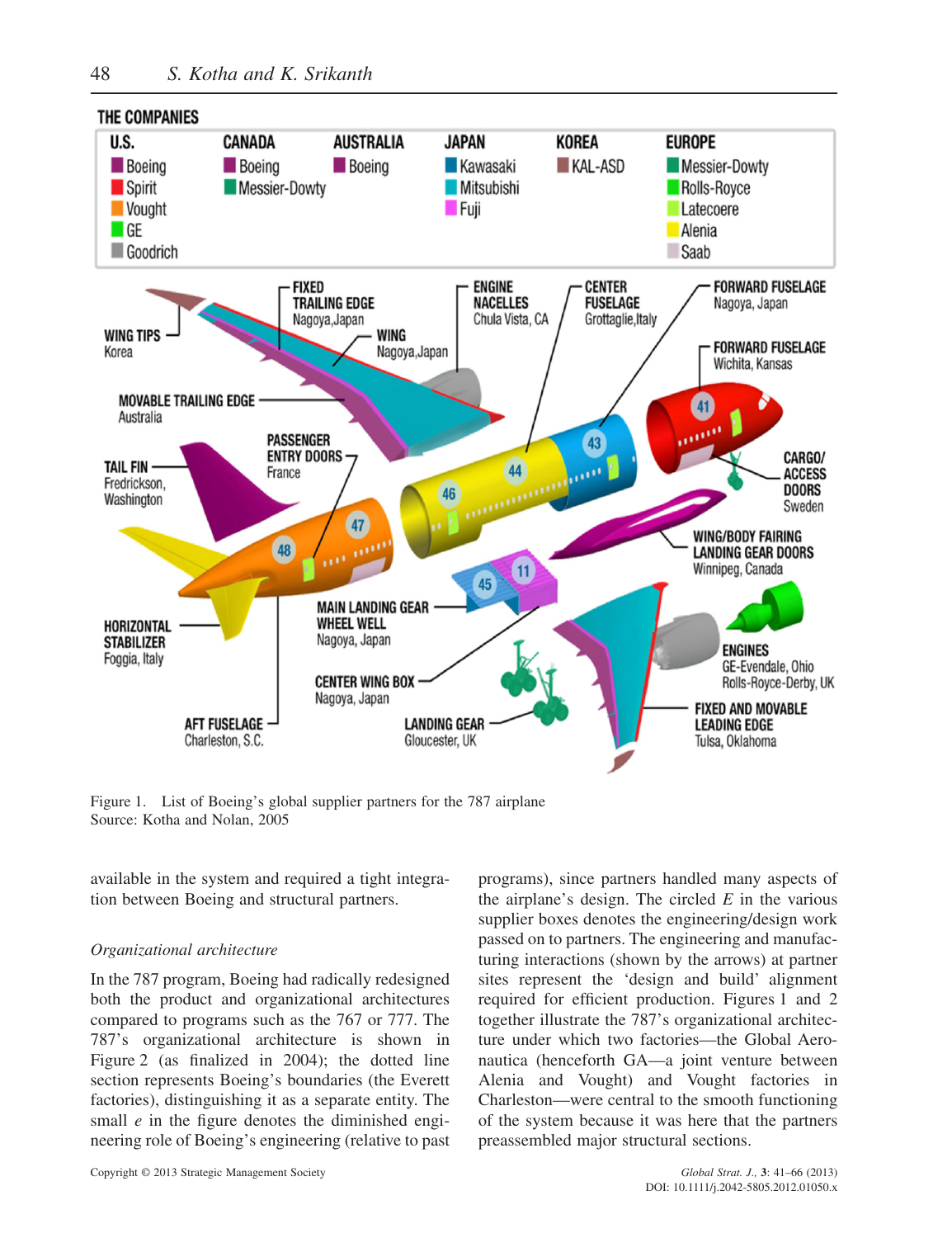THE COMPANIES

| U.S. | CANADA | AUSTRALIA | JAPAN | KOREA | EUROPE |
|---|---|---|---|---|---|
| Boeing | Boeing | Boeing | Kawasaki | KAL-ASD | Messier-Dowty |
| Spirit | Messier-Dowty | | Mitsubishi | | Rolls-Royce |
| Vought | | | Fuji | | Latecoere |
| GE | | | | | Alenia |
| Goodrich | | | | | Saab |

WING TIPS Korea; FIXED TRAILING EDGE Nagoya, Japan; WING Nagoya, Japan; ENGINE NACELLES Chula Vista, CA; CENTER FUSELAGE Grottaglie, Italy; FORWARD FUSELAGE Nagoya, Japan; FORWARD FUSELAGE Wichita, Kansas; MOVABLE TRAILING EDGE Australia; PASSENGER ENTRY DOORS France; TAIL FIN Fredrickson, Washington; CARGO/ACCESS DOORS Sweden; WING/BODY FAIRING LANDING GEAR DOORS Winnipeg, Canada; HORIZONTAL STABILIZER Foggia, Italy; MAIN LANDING GEAR WHEEL WELL Nagoya, Japan; ENGINES GE-Evendale, Ohio Rolls-Royce-Derby, UK; CENTER WING BOX Nagoya, Japan; AFT FUSELAGE Charleston, S.C.; LANDING GEAR Gloucester, UK; FIXED AND MOVABLE LEADING EDGE Tulsa, Oklahoma

Figure 1. List of Boeing's global supplier partners for the 787 airplane
Source: Kotha and Nolan, 2005

available in the system and required a tight integration between Boeing and structural partners.

*Organizational architecture*

In the 787 program, Boeing had radically redesigned both the product and organizational architectures compared to programs such as the 767 or 777. The 787's organizational architecture is shown in Figure 2 (as finalized in 2004); the dotted line section represents Boeing's boundaries (the Everett factories), distinguishing it as a separate entity. The small *e* in the figure denotes the diminished engineering role of Boeing's engineering (relative to past programs), since partners handled many aspects of the airplane's design. The circled *E* in the various supplier boxes denotes the engineering/design work passed on to partners. The engineering and manufacturing interactions (shown by the arrows) at partner sites represent the 'design and build' alignment required for efficient production. Figures 1 and 2 together illustrate the 787's organizational architecture under which two factories—the Global Aeronautica (henceforth GA—a joint venture between Alenia and Vought) and Vought factories in Charleston—were central to the smooth functioning of the system because it was here that the partners preassembled major structural sections.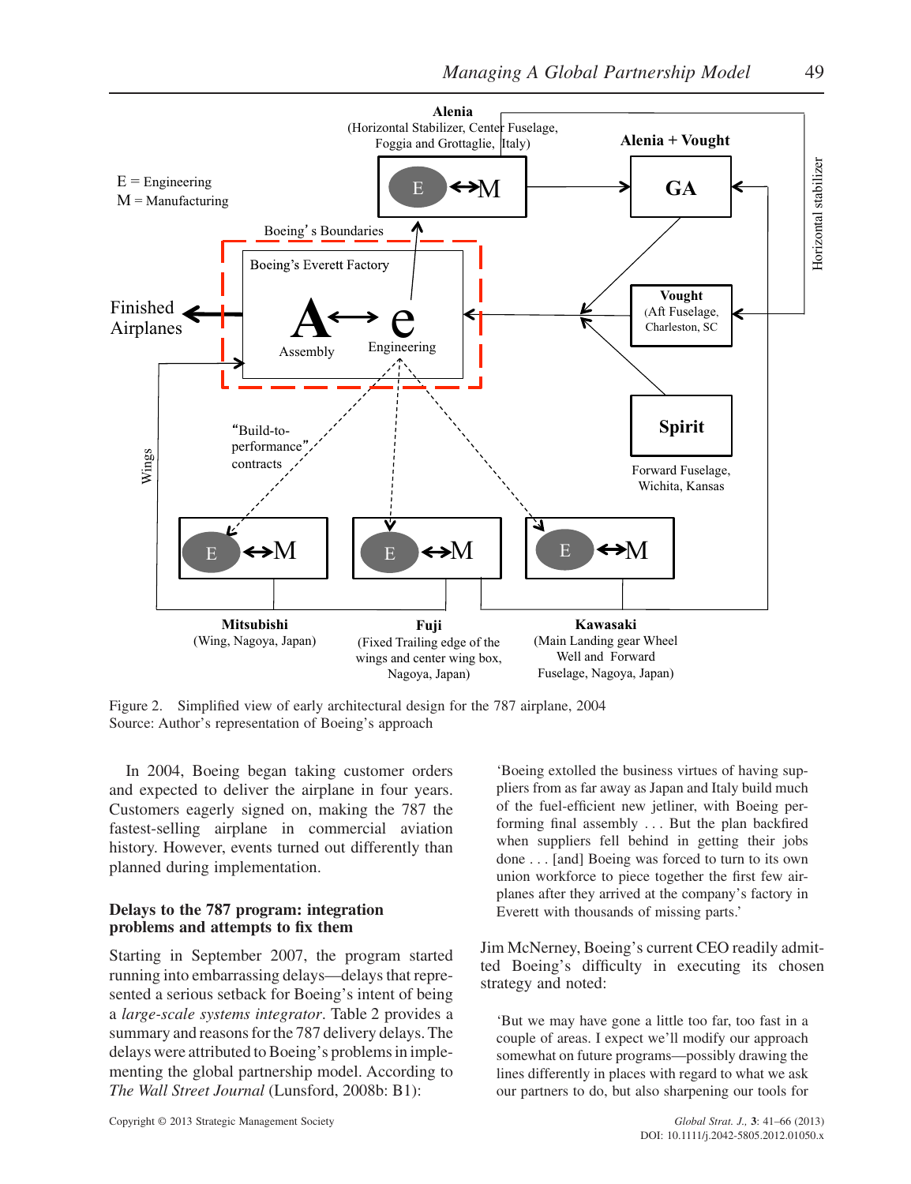Figure 2. Simplified view of early architectural design for the 787 airplane, 2004
Source: Author's representation of Boeing's approach

In 2004, Boeing began taking customer orders and expected to deliver the airplane in four years. Customers eagerly signed on, making the 787 the fastest-selling airplane in commercial aviation history. However, events turned out differently than planned during implementation.

## Delays to the 787 program: integration problems and attempts to fix them

Starting in September 2007, the program started running into embarrassing delays—delays that represented a serious setback for Boeing's intent of being a *large-scale systems integrator*. Table 2 provides a summary and reasons for the 787 delivery delays. The delays were attributed to Boeing's problems in implementing the global partnership model. According to *The Wall Street Journal* (Lunsford, 2008b: B1):

> 'Boeing extolled the business virtues of having suppliers from as far away as Japan and Italy build much of the fuel-efficient new jetliner, with Boeing performing final assembly . . . But the plan backfired when suppliers fell behind in getting their jobs done . . . [and] Boeing was forced to turn to its own union workforce to piece together the first few airplanes after they arrived at the company's factory in Everett with thousands of missing parts.'

Jim McNerney, Boeing's current CEO readily admitted Boeing's difficulty in executing its chosen strategy and noted:

> 'But we may have gone a little too far, too fast in a couple of areas. I expect we'll modify our approach somewhat on future programs—possibly drawing the lines differently in places with regard to what we ask our partners to do, but also sharpening our tools for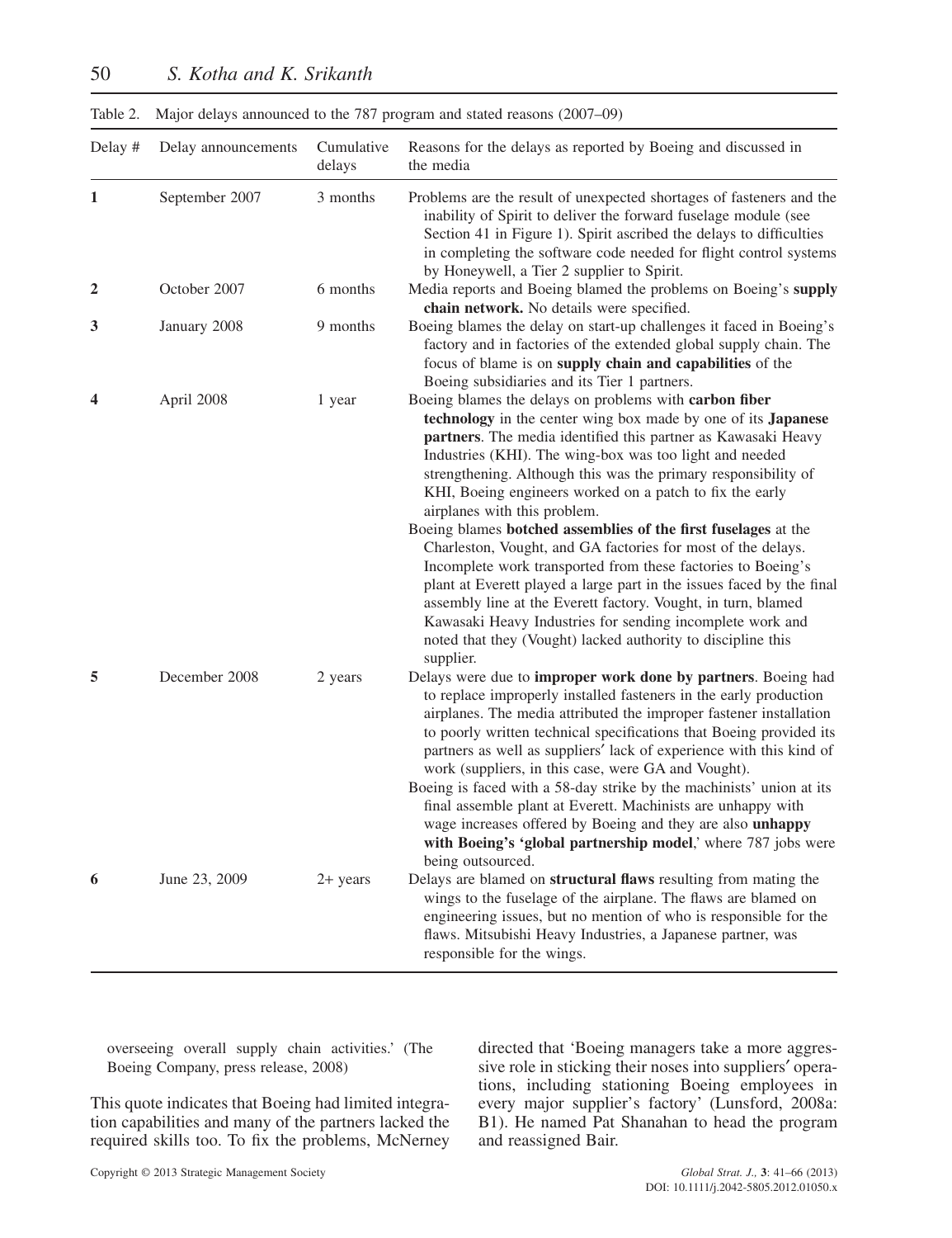Table 2. Major delays announced to the 787 program and stated reasons (2007–09)

| Delay # | Delay announcements | Cumulative delays | Reasons for the delays as reported by Boeing and discussed in the media |
|---|---|---|---|
| **1** | September 2007 | 3 months | Problems are the result of unexpected shortages of fasteners and the inability of Spirit to deliver the forward fuselage module (see Section 41 in Figure 1). Spirit ascribed the delays to difficulties in completing the software code needed for flight control systems by Honeywell, a Tier 2 supplier to Spirit. |
| **2** | October 2007 | 6 months | Media reports and Boeing blamed the problems on Boeing's **supply chain network.** No details were specified. |
| **3** | January 2008 | 9 months | Boeing blames the delay on start-up challenges it faced in Boeing's factory and in factories of the extended global supply chain. The focus of blame is on **supply chain and capabilities** of the Boeing subsidiaries and its Tier 1 partners. |
| **4** | April 2008 | 1 year | Boeing blames the delays on problems with **carbon fiber technology** in the center wing box made by one of its **Japanese partners**. The media identified this partner as Kawasaki Heavy Industries (KHI). The wing-box was too light and needed strengthening. Although this was the primary responsibility of KHI, Boeing engineers worked on a patch to fix the early airplanes with this problem. Boeing blames **botched assemblies of the first fuselages** at the Charleston, Vought, and GA factories for most of the delays. Incomplete work transported from these factories to Boeing's plant at Everett played a large part in the issues faced by the final assembly line at the Everett factory. Vought, in turn, blamed Kawasaki Heavy Industries for sending incomplete work and noted that they (Vought) lacked authority to discipline this supplier. |
| **5** | December 2008 | 2 years | Delays were due to **improper work done by partners**. Boeing had to replace improperly installed fasteners in the early production airplanes. The media attributed the improper fastener installation to poorly written technical specifications that Boeing provided its partners as well as suppliers' lack of experience with this kind of work (suppliers, in this case, were GA and Vought). Boeing is faced with a 58-day strike by the machinists' union at its final assemble plant at Everett. Machinists are unhappy with wage increases offered by Boeing and they are also **unhappy with Boeing's 'global partnership model**,' where 787 jobs were being outsourced. |
| **6** | June 23, 2009 | 2+ years | Delays are blamed on **structural flaws** resulting from mating the wings to the fuselage of the airplane. The flaws are blamed on engineering issues, but no mention of who is responsible for the flaws. Mitsubishi Heavy Industries, a Japanese partner, was responsible for the wings. |

overseeing overall supply chain activities.' (The Boeing Company, press release, 2008)

This quote indicates that Boeing had limited integration capabilities and many of the partners lacked the required skills too. To fix the problems, McNerney directed that 'Boeing managers take a more aggressive role in sticking their noses into suppliers' operations, including stationing Boeing employees in every major supplier's factory' (Lunsford, 2008a: B1). He named Pat Shanahan to head the program and reassigned Bair.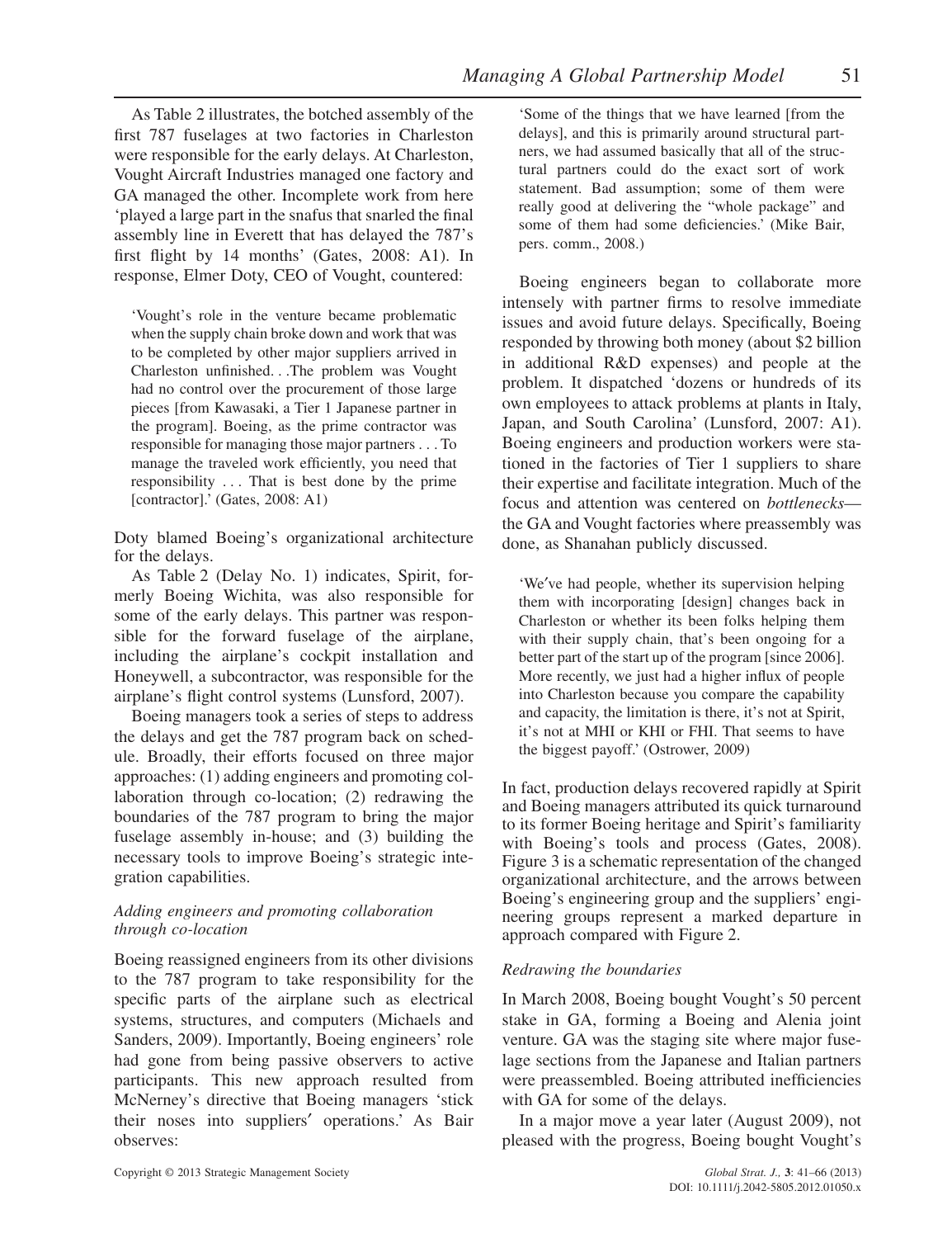As Table 2 illustrates, the botched assembly of the first 787 fuselages at two factories in Charleston were responsible for the early delays. At Charleston, Vought Aircraft Industries managed one factory and GA managed the other. Incomplete work from here 'played a large part in the snafus that snarled the final assembly line in Everett that has delayed the 787's first flight by 14 months' (Gates, 2008: A1). In response, Elmer Doty, CEO of Vought, countered:

> 'Vought's role in the venture became problematic when the supply chain broke down and work that was to be completed by other major suppliers arrived in Charleston unfinished. . .The problem was Vought had no control over the procurement of those large pieces [from Kawasaki, a Tier 1 Japanese partner in the program]. Boeing, as the prime contractor was responsible for managing those major partners . . . To manage the traveled work efficiently, you need that responsibility . . . That is best done by the prime [contractor].' (Gates, 2008: A1)

Doty blamed Boeing's organizational architecture for the delays.

As Table 2 (Delay No. 1) indicates, Spirit, formerly Boeing Wichita, was also responsible for some of the early delays. This partner was responsible for the forward fuselage of the airplane, including the airplane's cockpit installation and Honeywell, a subcontractor, was responsible for the airplane's flight control systems (Lunsford, 2007).

Boeing managers took a series of steps to address the delays and get the 787 program back on schedule. Broadly, their efforts focused on three major approaches: (1) adding engineers and promoting collaboration through co-location; (2) redrawing the boundaries of the 787 program to bring the major fuselage assembly in-house; and (3) building the necessary tools to improve Boeing's strategic integration capabilities.

### *Adding engineers and promoting collaboration through co-location*

Boeing reassigned engineers from its other divisions to the 787 program to take responsibility for the specific parts of the airplane such as electrical systems, structures, and computers (Michaels and Sanders, 2009). Importantly, Boeing engineers' role had gone from being passive observers to active participants. This new approach resulted from McNerney's directive that Boeing managers 'stick their noses into suppliers′ operations.' As Bair observes:

> 'Some of the things that we have learned [from the delays], and this is primarily around structural partners, we had assumed basically that all of the structural partners could do the exact sort of work statement. Bad assumption; some of them were really good at delivering the "whole package" and some of them had some deficiencies.' (Mike Bair, pers. comm., 2008.)

Boeing engineers began to collaborate more intensely with partner firms to resolve immediate issues and avoid future delays. Specifically, Boeing responded by throwing both money (about $2 billion in additional R&D expenses) and people at the problem. It dispatched 'dozens or hundreds of its own employees to attack problems at plants in Italy, Japan, and South Carolina' (Lunsford, 2007: A1). Boeing engineers and production workers were stationed in the factories of Tier 1 suppliers to share their expertise and facilitate integration. Much of the focus and attention was centered on *bottlenecks*—the GA and Vought factories where preassembly was done, as Shanahan publicly discussed.

> 'We′ve had people, whether its supervision helping them with incorporating [design] changes back in Charleston or whether its been folks helping them with their supply chain, that's been ongoing for a better part of the start up of the program [since 2006]. More recently, we just had a higher influx of people into Charleston because you compare the capability and capacity, the limitation is there, it's not at Spirit, it's not at MHI or KHI or FHI. That seems to have the biggest payoff.' (Ostrower, 2009)

In fact, production delays recovered rapidly at Spirit and Boeing managers attributed its quick turnaround to its former Boeing heritage and Spirit's familiarity with Boeing's tools and process (Gates, 2008). Figure 3 is a schematic representation of the changed organizational architecture, and the arrows between Boeing's engineering group and the suppliers' engineering groups represent a marked departure in approach compared with Figure 2.

### *Redrawing the boundaries*

In March 2008, Boeing bought Vought's 50 percent stake in GA, forming a Boeing and Alenia joint venture. GA was the staging site where major fuselage sections from the Japanese and Italian partners were preassembled. Boeing attributed inefficiencies with GA for some of the delays.

In a major move a year later (August 2009), not pleased with the progress, Boeing bought Vought's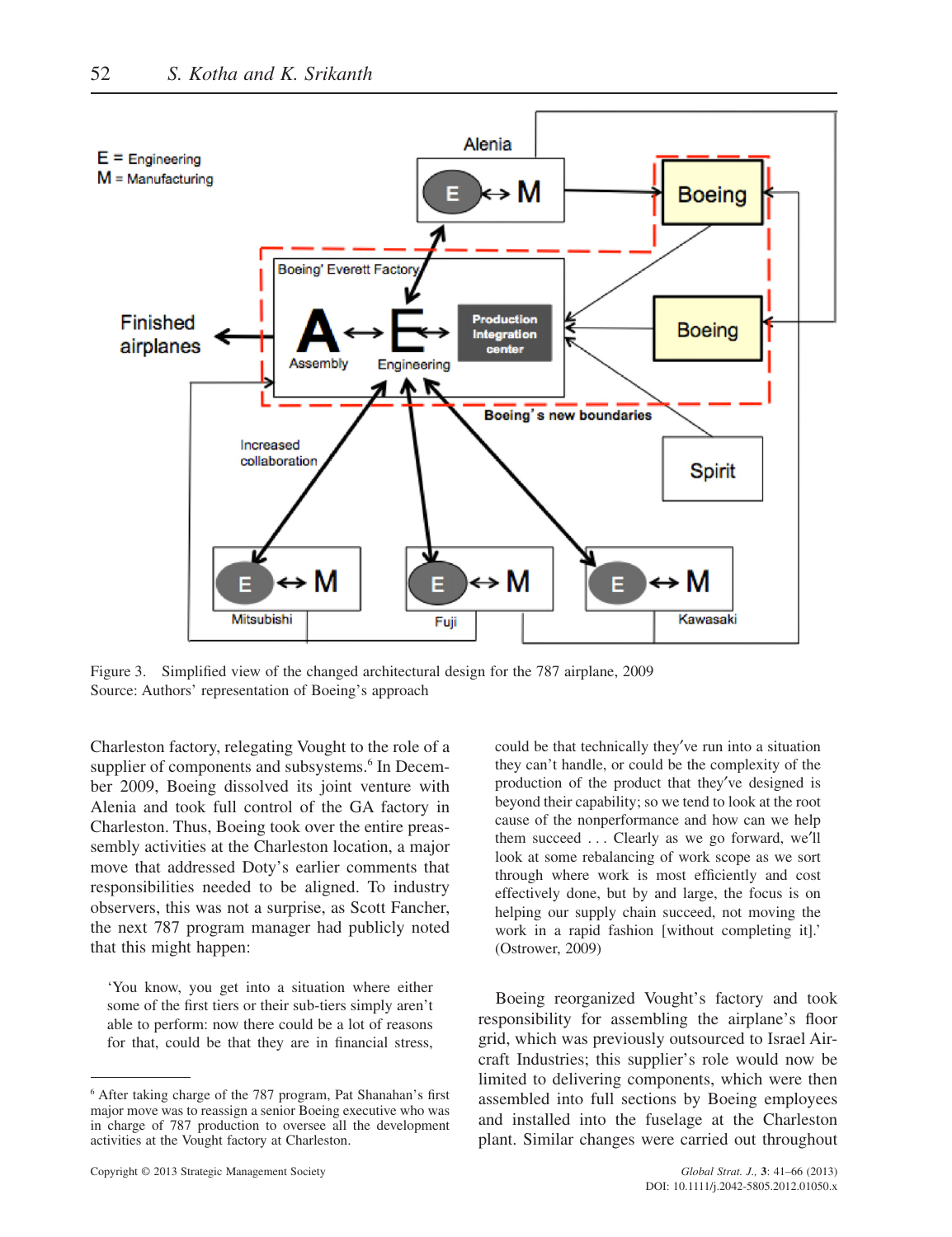Figure 3. Simplified view of the changed architectural design for the 787 airplane, 2009
Source: Authors' representation of Boeing's approach

Charleston factory, relegating Vought to the role of a supplier of components and subsystems.[6] In December 2009, Boeing dissolved its joint venture with Alenia and took full control of the GA factory in Charleston. Thus, Boeing took over the entire preassembly activities at the Charleston location, a major move that addressed Doty's earlier comments that responsibilities needed to be aligned. To industry observers, this was not a surprise, as Scott Fancher, the next 787 program manager had publicly noted that this might happen:

> 'You know, you get into a situation where either some of the first tiers or their sub-tiers simply aren't able to perform: now there could be a lot of reasons for that, could be that they are in financial stress, could be that technically they've run into a situation they can't handle, or could be the complexity of the production of the product that they've designed is beyond their capability; so we tend to look at the root cause of the nonperformance and how can we help them succeed . . . Clearly as we go forward, we'll look at some rebalancing of work scope as we sort through where work is most efficiently and cost effectively done, but by and large, the focus is on helping our supply chain succeed, not moving the work in a rapid fashion [without completing it].' (Ostrower, 2009)

Boeing reorganized Vought's factory and took responsibility for assembling the airplane's floor grid, which was previously outsourced to Israel Aircraft Industries; this supplier's role would now be limited to delivering components, which were then assembled into full sections by Boeing employees and installed into the fuselage at the Charleston plant. Similar changes were carried out throughout

[6] After taking charge of the 787 program, Pat Shanahan's first major move was to reassign a senior Boeing executive who was in charge of 787 production to oversee all the development activities at the Vought factory at Charleston.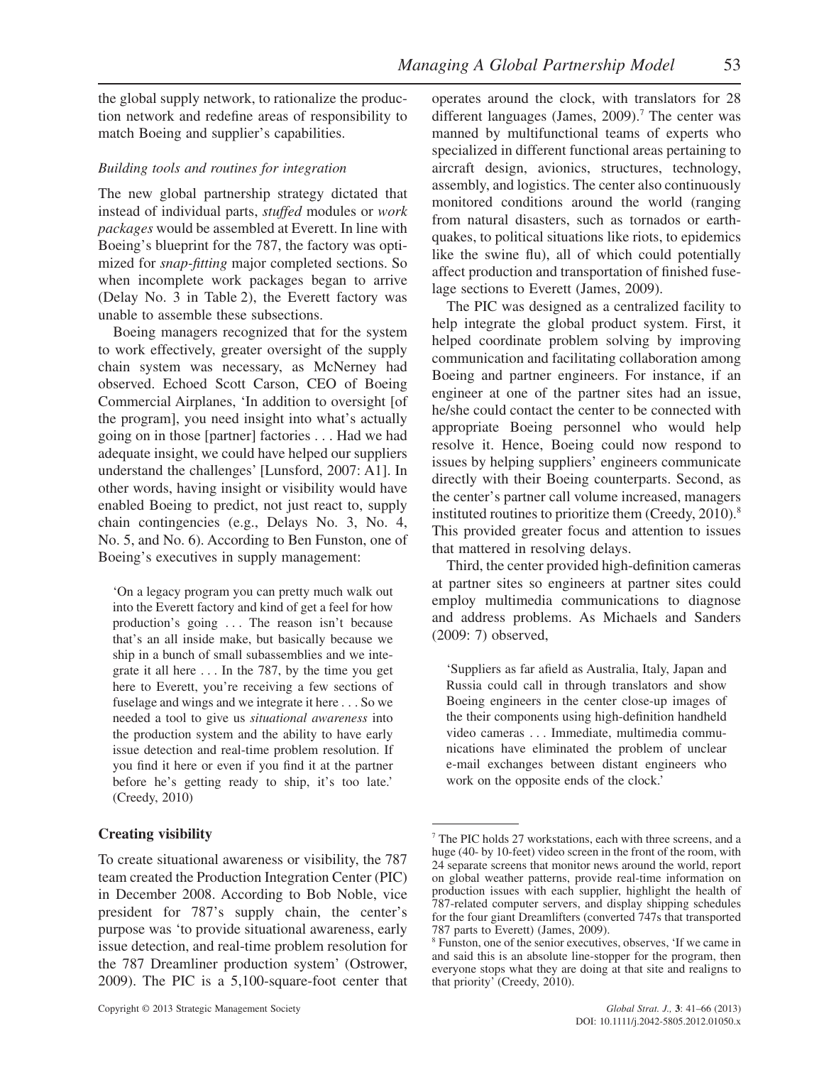the global supply network, to rationalize the production network and redefine areas of responsibility to match Boeing and supplier's capabilities.

### *Building tools and routines for integration*

The new global partnership strategy dictated that instead of individual parts, *stuffed* modules or *work packages* would be assembled at Everett. In line with Boeing's blueprint for the 787, the factory was optimized for *snap-fitting* major completed sections. So when incomplete work packages began to arrive (Delay No. 3 in Table 2), the Everett factory was unable to assemble these subsections.

Boeing managers recognized that for the system to work effectively, greater oversight of the supply chain system was necessary, as McNerney had observed. Echoed Scott Carson, CEO of Boeing Commercial Airplanes, 'In addition to oversight [of the program], you need insight into what's actually going on in those [partner] factories . . . Had we had adequate insight, we could have helped our suppliers understand the challenges' [Lunsford, 2007: A1]. In other words, having insight or visibility would have enabled Boeing to predict, not just react to, supply chain contingencies (e.g., Delays No. 3, No. 4, No. 5, and No. 6). According to Ben Funston, one of Boeing's executives in supply management:

> 'On a legacy program you can pretty much walk out into the Everett factory and kind of get a feel for how production's going . . . The reason isn't because that's an all inside make, but basically because we ship in a bunch of small subassemblies and we integrate it all here . . . In the 787, by the time you get here to Everett, you're receiving a few sections of fuselage and wings and we integrate it here . . . So we needed a tool to give us *situational awareness* into the production system and the ability to have early issue detection and real-time problem resolution. If you find it here or even if you find it at the partner before he's getting ready to ship, it's too late.' (Creedy, 2010)

## Creating visibility

To create situational awareness or visibility, the 787 team created the Production Integration Center (PIC) in December 2008. According to Bob Noble, vice president for 787's supply chain, the center's purpose was 'to provide situational awareness, early issue detection, and real-time problem resolution for the 787 Dreamliner production system' (Ostrower, 2009). The PIC is a 5,100-square-foot center that operates around the clock, with translators for 28 different languages (James, 2009).[7] The center was manned by multifunctional teams of experts who specialized in different functional areas pertaining to aircraft design, avionics, structures, technology, assembly, and logistics. The center also continuously monitored conditions around the world (ranging from natural disasters, such as tornados or earthquakes, to political situations like riots, to epidemics like the swine flu), all of which could potentially affect production and transportation of finished fuselage sections to Everett (James, 2009).

The PIC was designed as a centralized facility to help integrate the global product system. First, it helped coordinate problem solving by improving communication and facilitating collaboration among Boeing and partner engineers. For instance, if an engineer at one of the partner sites had an issue, he/she could contact the center to be connected with appropriate Boeing personnel who would help resolve it. Hence, Boeing could now respond to issues by helping suppliers' engineers communicate directly with their Boeing counterparts. Second, as the center's partner call volume increased, managers instituted routines to prioritize them (Creedy, 2010).[8] This provided greater focus and attention to issues that mattered in resolving delays.

Third, the center provided high-definition cameras at partner sites so engineers at partner sites could employ multimedia communications to diagnose and address problems. As Michaels and Sanders (2009: 7) observed,

> 'Suppliers as far afield as Australia, Italy, Japan and Russia could call in through translators and show Boeing engineers in the center close-up images of the their components using high-definition handheld video cameras . . . Immediate, multimedia communications have eliminated the problem of unclear e-mail exchanges between distant engineers who work on the opposite ends of the clock.'

---

[7] The PIC holds 27 workstations, each with three screens, and a huge (40- by 10-feet) video screen in the front of the room, with 24 separate screens that monitor news around the world, report on global weather patterns, provide real-time information on production issues with each supplier, highlight the health of 787-related computer servers, and display shipping schedules for the four giant Dreamlifters (converted 747s that transported 787 parts to Everett) (James, 2009).

[8] Funston, one of the senior executives, observes, 'If we came in and said this is an absolute line-stopper for the program, then everyone stops what they are doing at that site and realigns to that priority' (Creedy, 2010).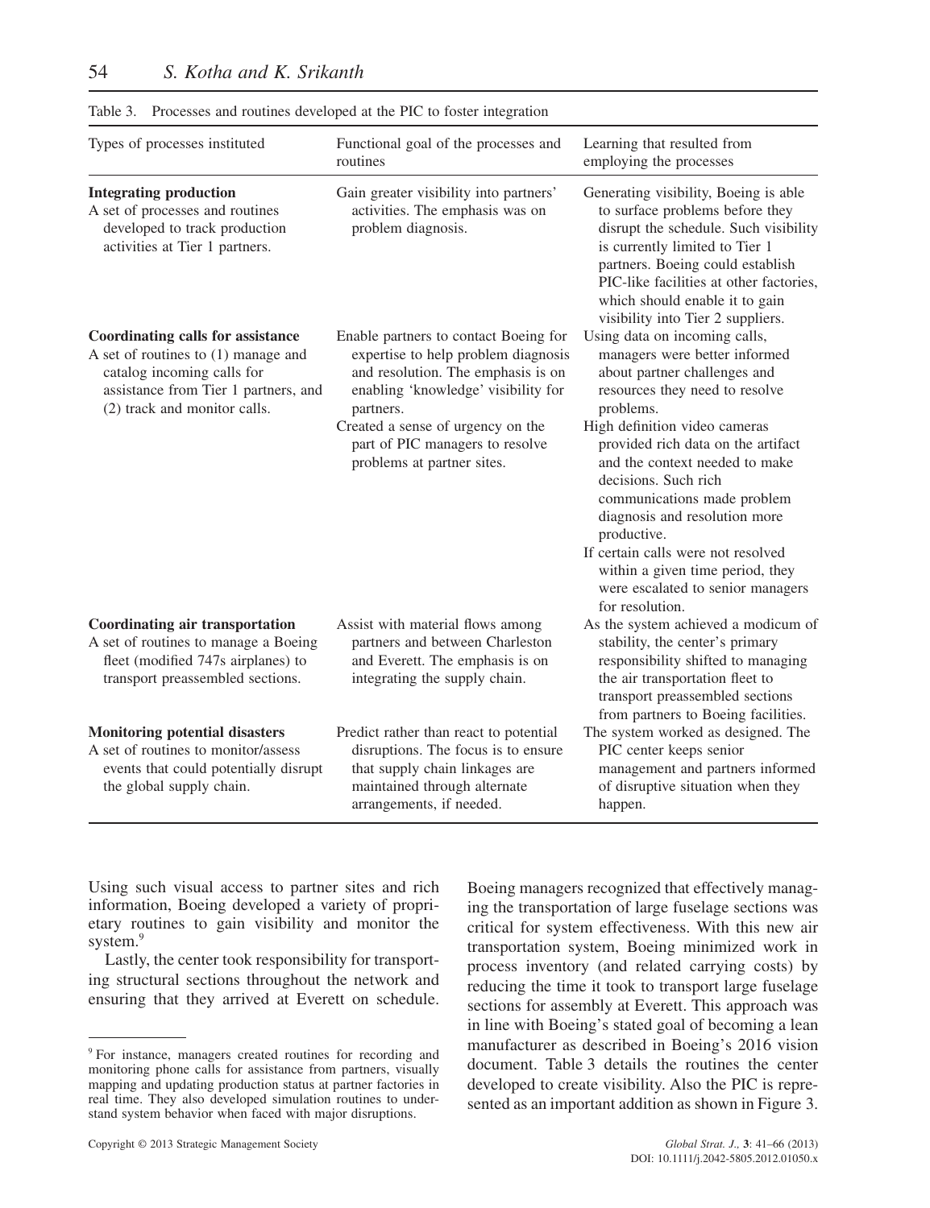Table 3. Processes and routines developed at the PIC to foster integration

| Types of processes instituted | Functional goal of the processes and routines | Learning that resulted from employing the processes |
|---|---|---|
| **Integrating production** A set of processes and routines developed to track production activities at Tier 1 partners. | Gain greater visibility into partners' activities. The emphasis was on problem diagnosis. | Generating visibility, Boeing is able to surface problems before they disrupt the schedule. Such visibility is currently limited to Tier 1 partners. Boeing could establish PIC-like facilities at other factories, which should enable it to gain visibility into Tier 2 suppliers. |
| **Coordinating calls for assistance** A set of routines to (1) manage and catalog incoming calls for assistance from Tier 1 partners, and (2) track and monitor calls. | Enable partners to contact Boeing for expertise to help problem diagnosis and resolution. The emphasis is on enabling 'knowledge' visibility for partners. Created a sense of urgency on the part of PIC managers to resolve problems at partner sites. | Using data on incoming calls, managers were better informed about partner challenges and resources they need to resolve problems. High definition video cameras provided rich data on the artifact and the context needed to make decisions. Such rich communications made problem diagnosis and resolution more productive. If certain calls were not resolved within a given time period, they were escalated to senior managers for resolution. |
| **Coordinating air transportation** A set of routines to manage a Boeing fleet (modified 747s airplanes) to transport preassembled sections. | Assist with material flows among partners and between Charleston and Everett. The emphasis is on integrating the supply chain. | As the system achieved a modicum of stability, the center's primary responsibility shifted to managing the air transportation fleet to transport preassembled sections from partners to Boeing facilities. |
| **Monitoring potential disasters** A set of routines to monitor/assess events that could potentially disrupt the global supply chain. | Predict rather than react to potential disruptions. The focus is to ensure that supply chain linkages are maintained through alternate arrangements, if needed. | The system worked as designed. The PIC center keeps senior management and partners informed of disruptive situation when they happen. |

Using such visual access to partner sites and rich information, Boeing developed a variety of proprietary routines to gain visibility and monitor the system.[9]

Lastly, the center took responsibility for transporting structural sections throughout the network and ensuring that they arrived at Everett on schedule. Boeing managers recognized that effectively managing the transportation of large fuselage sections was critical for system effectiveness. With this new air transportation system, Boeing minimized work in process inventory (and related carrying costs) by reducing the time it took to transport large fuselage sections for assembly at Everett. This approach was in line with Boeing's stated goal of becoming a lean manufacturer as described in Boeing's 2016 vision document. Table 3 details the routines the center developed to create visibility. Also the PIC is represented as an important addition as shown in Figure 3.

[9] For instance, managers created routines for recording and monitoring phone calls for assistance from partners, visually mapping and updating production status at partner factories in real time. They also developed simulation routines to understand system behavior when faced with major disruptions.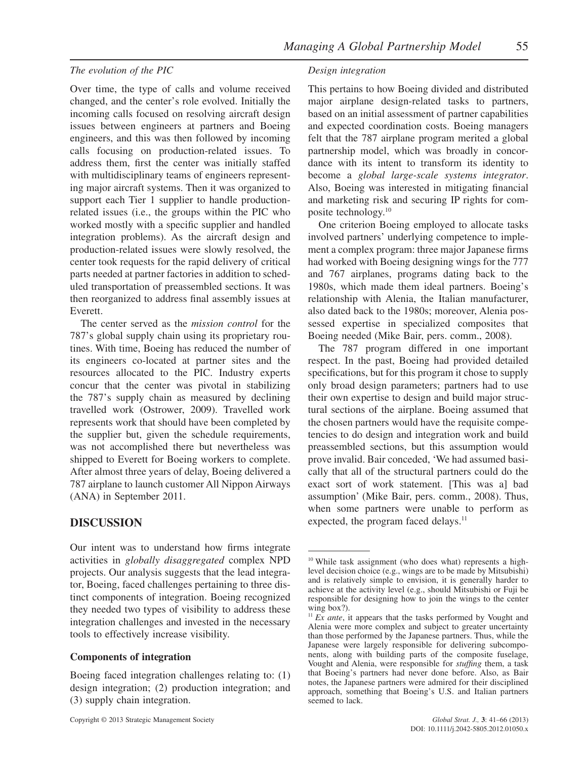*The evolution of the PIC*

Over time, the type of calls and volume received changed, and the center's role evolved. Initially the incoming calls focused on resolving aircraft design issues between engineers at partners and Boeing engineers, and this was then followed by incoming calls focusing on production-related issues. To address them, first the center was initially staffed with multidisciplinary teams of engineers representing major aircraft systems. Then it was organized to support each Tier 1 supplier to handle production-related issues (i.e., the groups within the PIC who worked mostly with a specific supplier and handled integration problems). As the aircraft design and production-related issues were slowly resolved, the center took requests for the rapid delivery of critical parts needed at partner factories in addition to scheduled transportation of preassembled sections. It was then reorganized to address final assembly issues at Everett.

The center served as the *mission control* for the 787's global supply chain using its proprietary routines. With time, Boeing has reduced the number of its engineers co-located at partner sites and the resources allocated to the PIC. Industry experts concur that the center was pivotal in stabilizing the 787's supply chain as measured by declining travelled work (Ostrower, 2009). Travelled work represents work that should have been completed by the supplier but, given the schedule requirements, was not accomplished there but nevertheless was shipped to Everett for Boeing workers to complete. After almost three years of delay, Boeing delivered a 787 airplane to launch customer All Nippon Airways (ANA) in September 2011.

## DISCUSSION

Our intent was to understand how firms integrate activities in *globally disaggregated* complex NPD projects. Our analysis suggests that the lead integrator, Boeing, faced challenges pertaining to three distinct components of integration. Boeing recognized they needed two types of visibility to address these integration challenges and invested in the necessary tools to effectively increase visibility.

### Components of integration

Boeing faced integration challenges relating to: (1) design integration; (2) production integration; and (3) supply chain integration.

*Design integration*

This pertains to how Boeing divided and distributed major airplane design-related tasks to partners, based on an initial assessment of partner capabilities and expected coordination costs. Boeing managers felt that the 787 airplane program merited a global partnership model, which was broadly in concordance with its intent to transform its identity to become a *global large-scale systems integrator*. Also, Boeing was interested in mitigating financial and marketing risk and securing IP rights for composite technology.[10]

One criterion Boeing employed to allocate tasks involved partners' underlying competence to implement a complex program: three major Japanese firms had worked with Boeing designing wings for the 777 and 767 airplanes, programs dating back to the 1980s, which made them ideal partners. Boeing's relationship with Alenia, the Italian manufacturer, also dated back to the 1980s; moreover, Alenia possessed expertise in specialized composites that Boeing needed (Mike Bair, pers. comm., 2008).

The 787 program differed in one important respect. In the past, Boeing had provided detailed specifications, but for this program it chose to supply only broad design parameters; partners had to use their own expertise to design and build major structural sections of the airplane. Boeing assumed that the chosen partners would have the requisite competencies to do design and integration work and build preassembled sections, but this assumption would prove invalid. Bair conceded, 'We had assumed basically that all of the structural partners could do the exact sort of work statement. [This was a] bad assumption' (Mike Bair, pers. comm., 2008). Thus, when some partners were unable to perform as expected, the program faced delays.[11]

---

[10] While task assignment (who does what) represents a high-level decision choice (e.g., wings are to be made by Mitsubishi) and is relatively simple to envision, it is generally harder to achieve at the activity level (e.g., should Mitsubishi or Fuji be responsible for designing how to join the wings to the center wing box?).

[11] *Ex ante*, it appears that the tasks performed by Vought and Alenia were more complex and subject to greater uncertainty than those performed by the Japanese partners. Thus, while the Japanese were largely responsible for delivering subcomponents, along with building parts of the composite fuselage, Vought and Alenia, were responsible for *stuffing* them, a task that Boeing's partners had never done before. Also, as Bair notes, the Japanese partners were admired for their disciplined approach, something that Boeing's U.S. and Italian partners seemed to lack.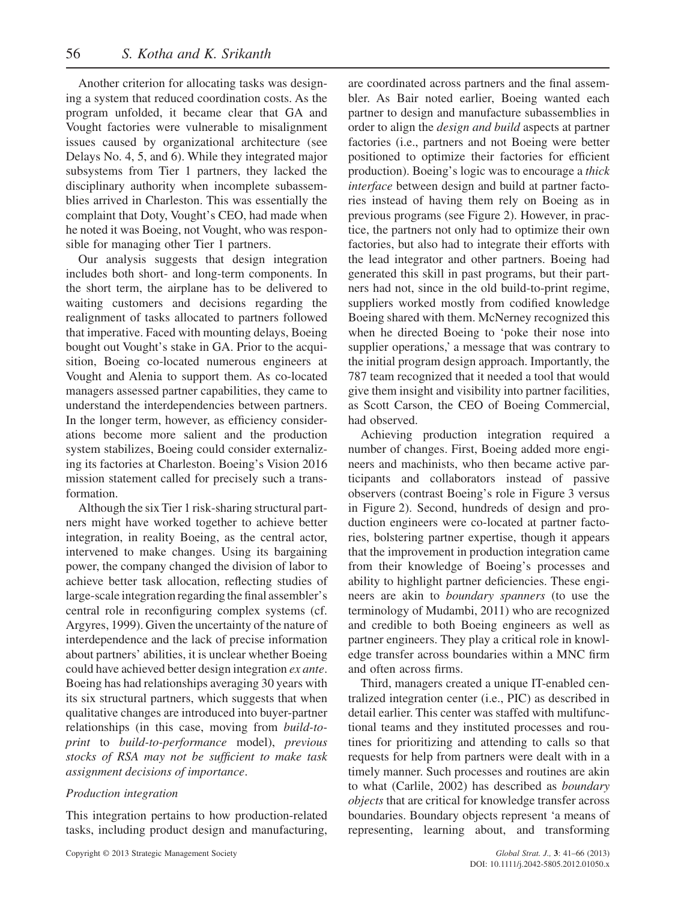Another criterion for allocating tasks was designing a system that reduced coordination costs. As the program unfolded, it became clear that GA and Vought factories were vulnerable to misalignment issues caused by organizational architecture (see Delays No. 4, 5, and 6). While they integrated major subsystems from Tier 1 partners, they lacked the disciplinary authority when incomplete subassemblies arrived in Charleston. This was essentially the complaint that Doty, Vought's CEO, had made when he noted it was Boeing, not Vought, who was responsible for managing other Tier 1 partners.

Our analysis suggests that design integration includes both short- and long-term components. In the short term, the airplane has to be delivered to waiting customers and decisions regarding the realignment of tasks allocated to partners followed that imperative. Faced with mounting delays, Boeing bought out Vought's stake in GA. Prior to the acquisition, Boeing co-located numerous engineers at Vought and Alenia to support them. As co-located managers assessed partner capabilities, they came to understand the interdependencies between partners. In the longer term, however, as efficiency considerations become more salient and the production system stabilizes, Boeing could consider externalizing its factories at Charleston. Boeing's Vision 2016 mission statement called for precisely such a transformation.

Although the six Tier 1 risk-sharing structural partners might have worked together to achieve better integration, in reality Boeing, as the central actor, intervened to make changes. Using its bargaining power, the company changed the division of labor to achieve better task allocation, reflecting studies of large-scale integration regarding the final assembler's central role in reconfiguring complex systems (cf. Argyres, 1999). Given the uncertainty of the nature of interdependence and the lack of precise information about partners' abilities, it is unclear whether Boeing could have achieved better design integration *ex ante*. Boeing has had relationships averaging 30 years with its six structural partners, which suggests that when qualitative changes are introduced into buyer-partner relationships (in this case, moving from *build-to-print* to *build-to-performance* model), *previous stocks of RSA may not be sufficient to make task assignment decisions of importance*.

*Production integration*

This integration pertains to how production-related tasks, including product design and manufacturing, are coordinated across partners and the final assembler. As Bair noted earlier, Boeing wanted each partner to design and manufacture subassemblies in order to align the *design and build* aspects at partner factories (i.e., partners and not Boeing were better positioned to optimize their factories for efficient production). Boeing's logic was to encourage a *thick interface* between design and build at partner factories instead of having them rely on Boeing as in previous programs (see Figure 2). However, in practice, the partners not only had to optimize their own factories, but also had to integrate their efforts with the lead integrator and other partners. Boeing had generated this skill in past programs, but their partners had not, since in the old build-to-print regime, suppliers worked mostly from codified knowledge Boeing shared with them. McNerney recognized this when he directed Boeing to 'poke their nose into supplier operations,' a message that was contrary to the initial program design approach. Importantly, the 787 team recognized that it needed a tool that would give them insight and visibility into partner facilities, as Scott Carson, the CEO of Boeing Commercial, had observed.

Achieving production integration required a number of changes. First, Boeing added more engineers and machinists, who then became active participants and collaborators instead of passive observers (contrast Boeing's role in Figure 3 versus in Figure 2). Second, hundreds of design and production engineers were co-located at partner factories, bolstering partner expertise, though it appears that the improvement in production integration came from their knowledge of Boeing's processes and ability to highlight partner deficiencies. These engineers are akin to *boundary spanners* (to use the terminology of Mudambi, 2011) who are recognized and credible to both Boeing engineers as well as partner engineers. They play a critical role in knowledge transfer across boundaries within a MNC firm and often across firms.

Third, managers created a unique IT-enabled centralized integration center (i.e., PIC) as described in detail earlier. This center was staffed with multifunctional teams and they instituted processes and routines for prioritizing and attending to calls so that requests for help from partners were dealt with in a timely manner. Such processes and routines are akin to what (Carlile, 2002) has described as *boundary objects* that are critical for knowledge transfer across boundaries. Boundary objects represent 'a means of representing, learning about, and transforming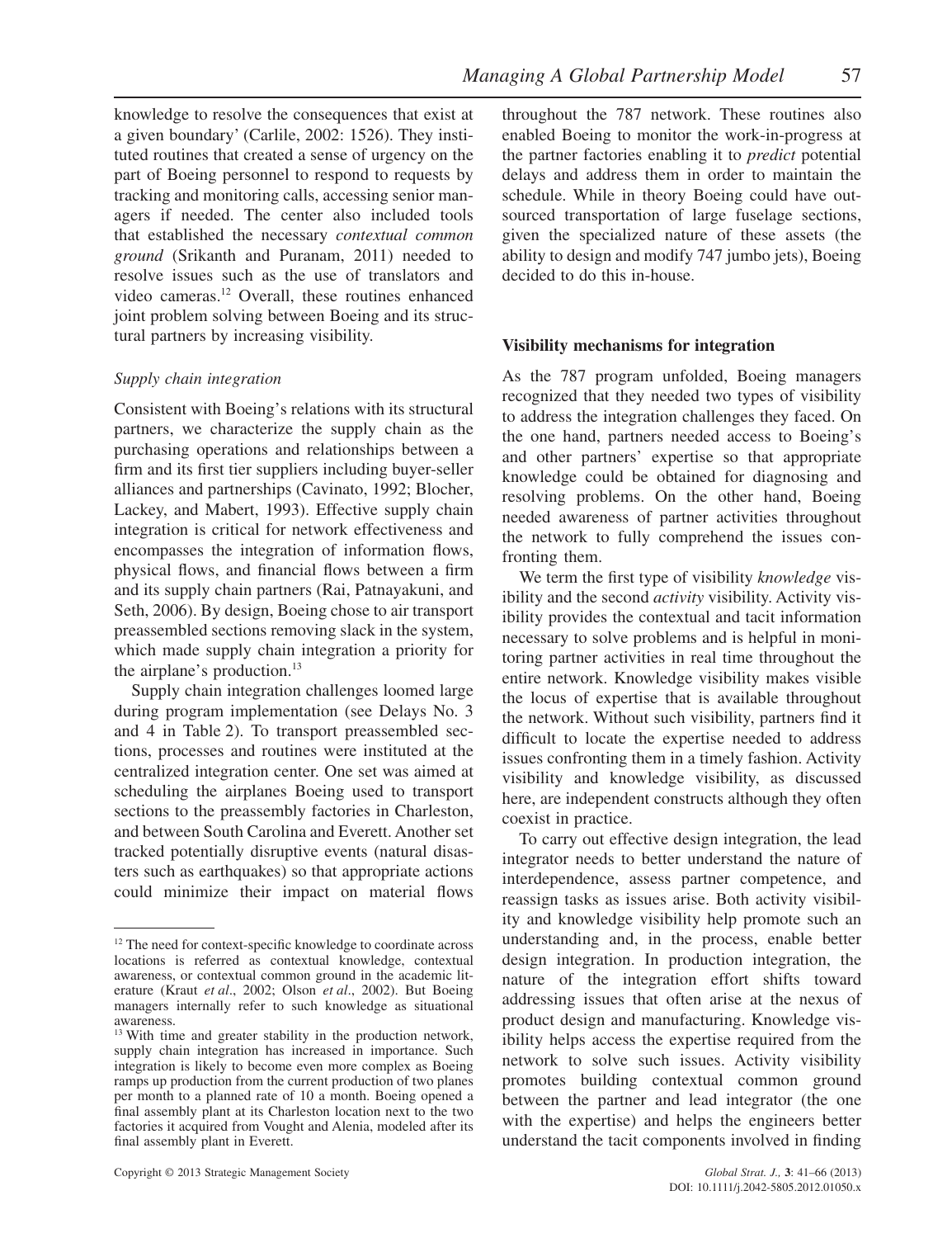knowledge to resolve the consequences that exist at a given boundary' (Carlile, 2002: 1526). They instituted routines that created a sense of urgency on the part of Boeing personnel to respond to requests by tracking and monitoring calls, accessing senior managers if needed. The center also included tools that established the necessary *contextual common ground* (Srikanth and Puranam, 2011) needed to resolve issues such as the use of translators and video cameras.[12] Overall, these routines enhanced joint problem solving between Boeing and its structural partners by increasing visibility.

### *Supply chain integration*

Consistent with Boeing's relations with its structural partners, we characterize the supply chain as the purchasing operations and relationships between a firm and its first tier suppliers including buyer-seller alliances and partnerships (Cavinato, 1992; Blocher, Lackey, and Mabert, 1993). Effective supply chain integration is critical for network effectiveness and encompasses the integration of information flows, physical flows, and financial flows between a firm and its supply chain partners (Rai, Patnayakuni, and Seth, 2006). By design, Boeing chose to air transport preassembled sections removing slack in the system, which made supply chain integration a priority for the airplane's production.[13]

Supply chain integration challenges loomed large during program implementation (see Delays No. 3 and 4 in Table 2). To transport preassembled sections, processes and routines were instituted at the centralized integration center. One set was aimed at scheduling the airplanes Boeing used to transport sections to the preassembly factories in Charleston, and between South Carolina and Everett. Another set tracked potentially disruptive events (natural disasters such as earthquakes) so that appropriate actions could minimize their impact on material flows throughout the 787 network. These routines also enabled Boeing to monitor the work-in-progress at the partner factories enabling it to *predict* potential delays and address them in order to maintain the schedule. While in theory Boeing could have outsourced transportation of large fuselage sections, given the specialized nature of these assets (the ability to design and modify 747 jumbo jets), Boeing decided to do this in-house.

## **Visibility mechanisms for integration**

As the 787 program unfolded, Boeing managers recognized that they needed two types of visibility to address the integration challenges they faced. On the one hand, partners needed access to Boeing's and other partners' expertise so that appropriate knowledge could be obtained for diagnosing and resolving problems. On the other hand, Boeing needed awareness of partner activities throughout the network to fully comprehend the issues confronting them.

We term the first type of visibility *knowledge* visibility and the second *activity* visibility. Activity visibility provides the contextual and tacit information necessary to solve problems and is helpful in monitoring partner activities in real time throughout the entire network. Knowledge visibility makes visible the locus of expertise that is available throughout the network. Without such visibility, partners find it difficult to locate the expertise needed to address issues confronting them in a timely fashion. Activity visibility and knowledge visibility, as discussed here, are independent constructs although they often coexist in practice.

To carry out effective design integration, the lead integrator needs to better understand the nature of interdependence, assess partner competence, and reassign tasks as issues arise. Both activity visibility and knowledge visibility help promote such an understanding and, in the process, enable better design integration. In production integration, the nature of the integration effort shifts toward addressing issues that often arise at the nexus of product design and manufacturing. Knowledge visibility helps access the expertise required from the network to solve such issues. Activity visibility promotes building contextual common ground between the partner and lead integrator (the one with the expertise) and helps the engineers better understand the tacit components involved in finding

---

[12] The need for context-specific knowledge to coordinate across locations is referred as contextual knowledge, contextual awareness, or contextual common ground in the academic literature (Kraut *et al*., 2002; Olson *et al*., 2002). But Boeing managers internally refer to such knowledge as situational awareness.

[13] With time and greater stability in the production network, supply chain integration has increased in importance. Such integration is likely to become even more complex as Boeing ramps up production from the current production of two planes per month to a planned rate of 10 a month. Boeing opened a final assembly plant at its Charleston location next to the two factories it acquired from Vought and Alenia, modeled after its final assembly plant in Everett.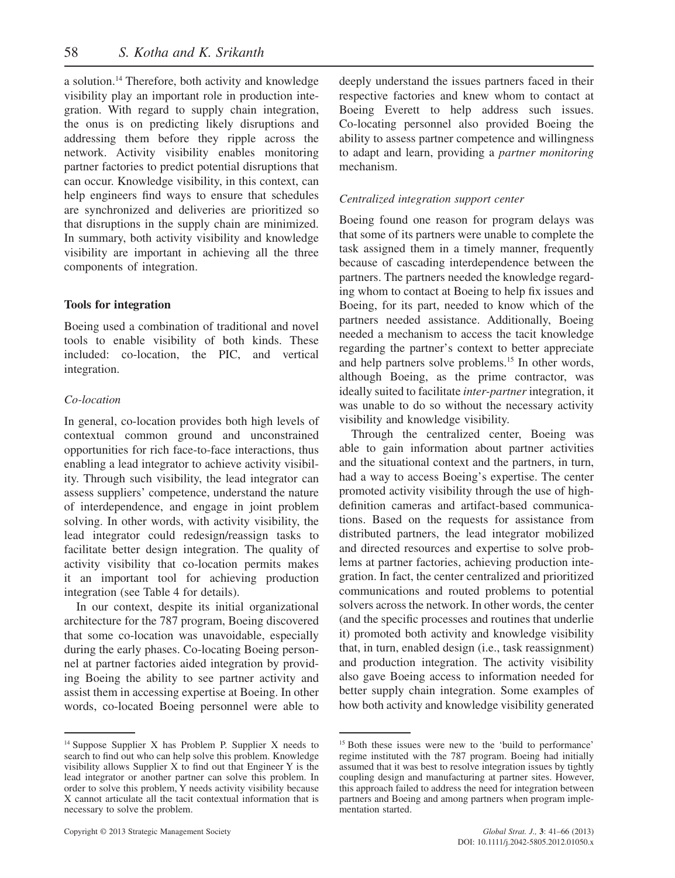a solution.[14] Therefore, both activity and knowledge visibility play an important role in production integration. With regard to supply chain integration, the onus is on predicting likely disruptions and addressing them before they ripple across the network. Activity visibility enables monitoring partner factories to predict potential disruptions that can occur. Knowledge visibility, in this context, can help engineers find ways to ensure that schedules are synchronized and deliveries are prioritized so that disruptions in the supply chain are minimized. In summary, both activity visibility and knowledge visibility are important in achieving all the three components of integration.

### Tools for integration

Boeing used a combination of traditional and novel tools to enable visibility of both kinds. These included: co-location, the PIC, and vertical integration.

#### *Co-location*

In general, co-location provides both high levels of contextual common ground and unconstrained opportunities for rich face-to-face interactions, thus enabling a lead integrator to achieve activity visibility. Through such visibility, the lead integrator can assess suppliers' competence, understand the nature of interdependence, and engage in joint problem solving. In other words, with activity visibility, the lead integrator could redesign/reassign tasks to facilitate better design integration. The quality of activity visibility that co-location permits makes it an important tool for achieving production integration (see Table 4 for details).

In our context, despite its initial organizational architecture for the 787 program, Boeing discovered that some co-location was unavoidable, especially during the early phases. Co-locating Boeing personnel at partner factories aided integration by providing Boeing the ability to see partner activity and assist them in accessing expertise at Boeing. In other words, co-located Boeing personnel were able to deeply understand the issues partners faced in their respective factories and knew whom to contact at Boeing Everett to help address such issues. Co-locating personnel also provided Boeing the ability to assess partner competence and willingness to adapt and learn, providing a *partner monitoring* mechanism.

#### *Centralized integration support center*

Boeing found one reason for program delays was that some of its partners were unable to complete the task assigned them in a timely manner, frequently because of cascading interdependence between the partners. The partners needed the knowledge regarding whom to contact at Boeing to help fix issues and Boeing, for its part, needed to know which of the partners needed assistance. Additionally, Boeing needed a mechanism to access the tacit knowledge regarding the partner's context to better appreciate and help partners solve problems.[15] In other words, although Boeing, as the prime contractor, was ideally suited to facilitate *inter-partner* integration, it was unable to do so without the necessary activity visibility and knowledge visibility.

Through the centralized center, Boeing was able to gain information about partner activities and the situational context and the partners, in turn, had a way to access Boeing's expertise. The center promoted activity visibility through the use of high-definition cameras and artifact-based communications. Based on the requests for assistance from distributed partners, the lead integrator mobilized and directed resources and expertise to solve problems at partner factories, achieving production integration. In fact, the center centralized and prioritized communications and routed problems to potential solvers across the network. In other words, the center (and the specific processes and routines that underlie it) promoted both activity and knowledge visibility that, in turn, enabled design (i.e., task reassignment) and production integration. The activity visibility also gave Boeing access to information needed for better supply chain integration. Some examples of how both activity and knowledge visibility generated

---

[14] Suppose Supplier X has Problem P. Supplier X needs to search to find out who can help solve this problem. Knowledge visibility allows Supplier X to find out that Engineer Y is the lead integrator or another partner can solve this problem. In order to solve this problem, Y needs activity visibility because X cannot articulate all the tacit contextual information that is necessary to solve the problem.

[15] Both these issues were new to the 'build to performance' regime instituted with the 787 program. Boeing had initially assumed that it was best to resolve integration issues by tightly coupling design and manufacturing at partner sites. However, this approach failed to address the need for integration between partners and Boeing and among partners when program implementation started.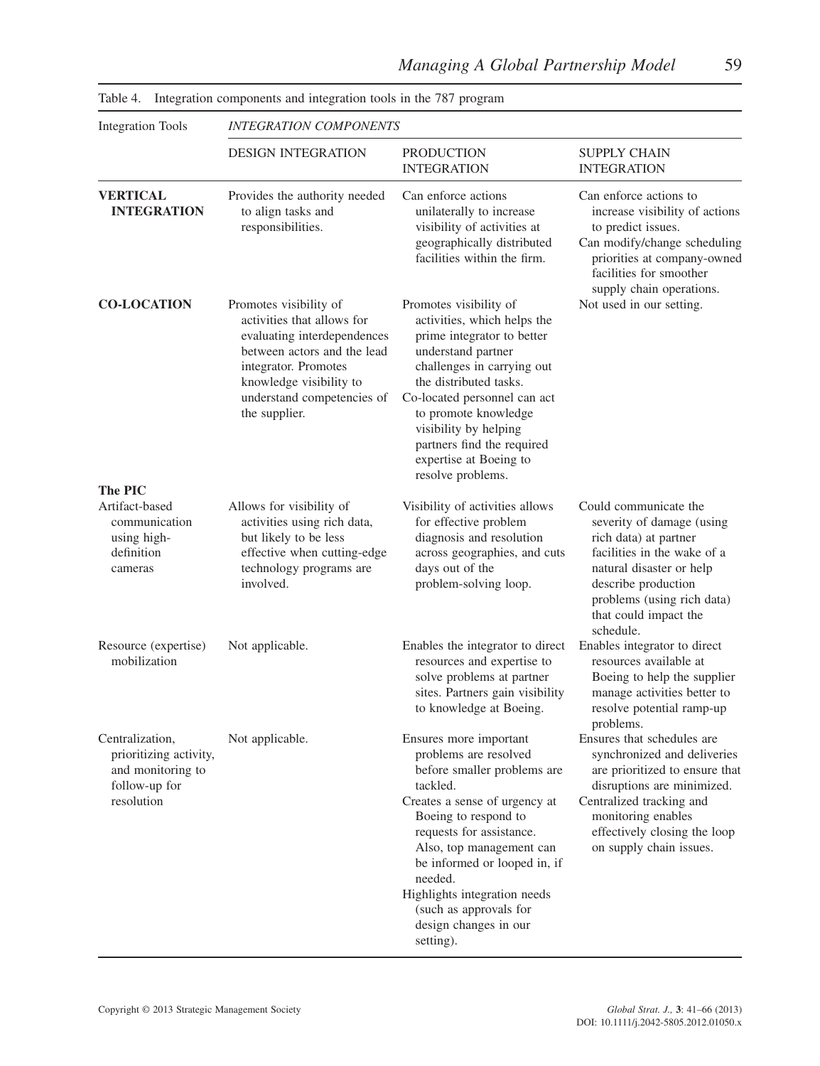Table 4. Integration components and integration tools in the 787 program

| Integration Tools | *INTEGRATION COMPONENTS* | | |
|---|---|---|---|
| | DESIGN INTEGRATION | PRODUCTION INTEGRATION | SUPPLY CHAIN INTEGRATION |
| **VERTICAL INTEGRATION** | Provides the authority needed to align tasks and responsibilities. | Can enforce actions unilaterally to increase visibility of activities at geographically distributed facilities within the firm. | Can enforce actions to increase visibility of actions to predict issues. Can modify/change scheduling priorities at company-owned facilities for smoother supply chain operations. |
| **CO-LOCATION** | Promotes visibility of activities that allows for evaluating interdependences between actors and the lead integrator. Promotes knowledge visibility to understand competencies of the supplier. | Promotes visibility of activities, which helps the prime integrator to better understand partner challenges in carrying out the distributed tasks. Co-located personnel can act to promote knowledge visibility by helping partners find the required expertise at Boeing to resolve problems. | Not used in our setting. |
| **The PIC** | | | |
| Artifact-based communication using high-definition cameras | Allows for visibility of activities using rich data, but likely to be less effective when cutting-edge technology programs are involved. | Visibility of activities allows for effective problem diagnosis and resolution across geographies, and cuts days out of the problem-solving loop. | Could communicate the severity of damage (using rich data) at partner facilities in the wake of a natural disaster or help describe production problems (using rich data) that could impact the schedule. |
| Resource (expertise) mobilization | Not applicable. | Enables the integrator to direct resources and expertise to solve problems at partner sites. Partners gain visibility to knowledge at Boeing. | Enables integrator to direct resources available at Boeing to help the supplier manage activities better to resolve potential ramp-up problems. |
| Centralization, prioritizing activity, and monitoring to follow-up for resolution | Not applicable. | Ensures more important problems are resolved before smaller problems are tackled. Creates a sense of urgency at Boeing to respond to requests for assistance. Also, top management can be informed or looped in, if needed. Highlights integration needs (such as approvals for design changes in our setting). | Ensures that schedules are synchronized and deliveries are prioritized to ensure that disruptions are minimized. Centralized tracking and monitoring enables effectively closing the loop on supply chain issues. |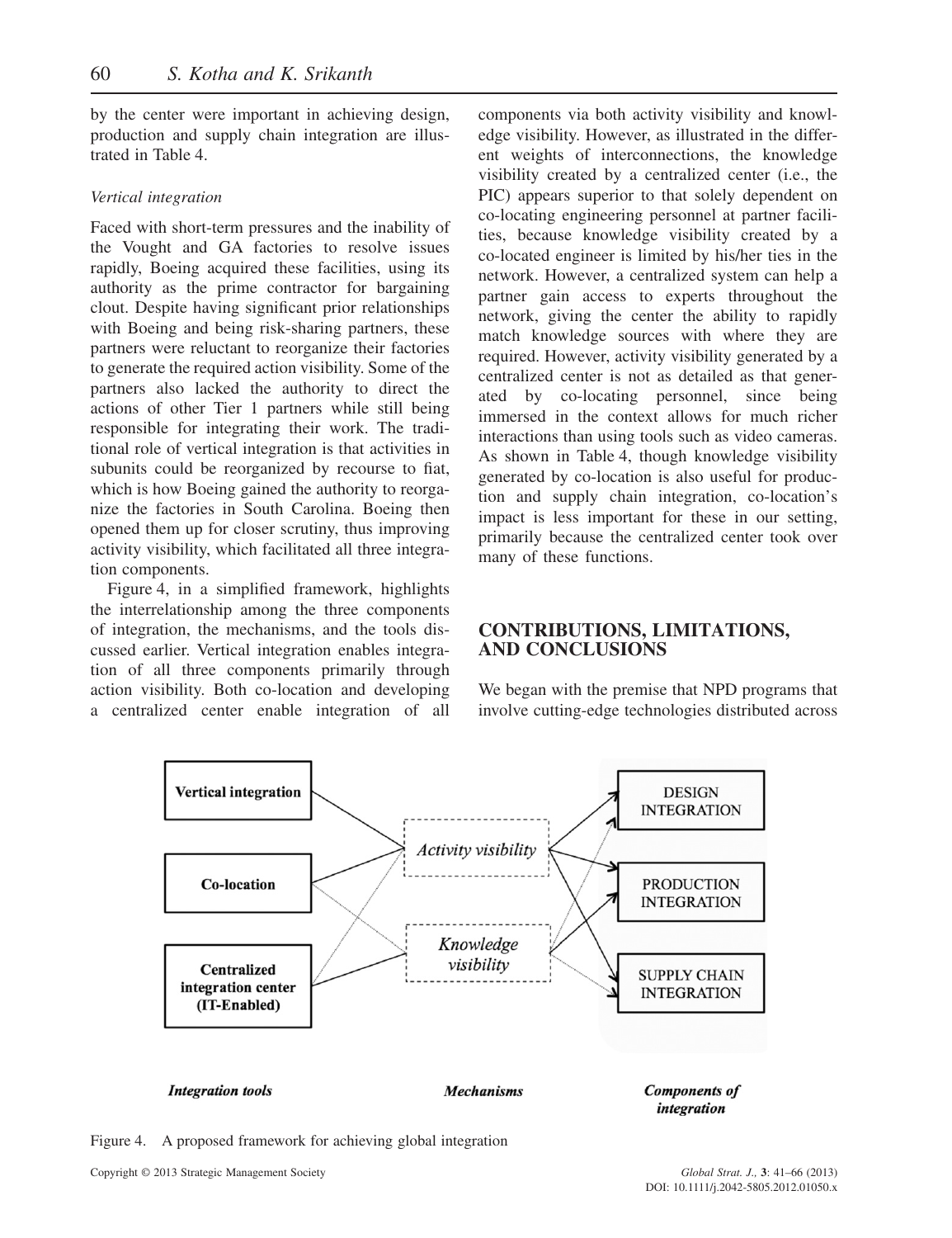by the center were important in achieving design, production and supply chain integration are illustrated in Table 4.

*Vertical integration*

Faced with short-term pressures and the inability of the Vought and GA factories to resolve issues rapidly, Boeing acquired these facilities, using its authority as the prime contractor for bargaining clout. Despite having significant prior relationships with Boeing and being risk-sharing partners, these partners were reluctant to reorganize their factories to generate the required action visibility. Some of the partners also lacked the authority to direct the actions of other Tier 1 partners while still being responsible for integrating their work. The traditional role of vertical integration is that activities in subunits could be reorganized by recourse to fiat, which is how Boeing gained the authority to reorganize the factories in South Carolina. Boeing then opened them up for closer scrutiny, thus improving activity visibility, which facilitated all three integration components.

Figure 4, in a simplified framework, highlights the interrelationship among the three components of integration, the mechanisms, and the tools discussed earlier. Vertical integration enables integration of all three components primarily through action visibility. Both co-location and developing a centralized center enable integration of all components via both activity visibility and knowledge visibility. However, as illustrated in the different weights of interconnections, the knowledge visibility created by a centralized center (i.e., the PIC) appears superior to that solely dependent on co-locating engineering personnel at partner facilities, because knowledge visibility created by a co-located engineer is limited by his/her ties in the network. However, a centralized system can help a partner gain access to experts throughout the network, giving the center the ability to rapidly match knowledge sources with where they are required. However, activity visibility generated by a centralized center is not as detailed as that generated by co-locating personnel, since being immersed in the context allows for much richer interactions than using tools such as video cameras. As shown in Table 4, though knowledge visibility generated by co-location is also useful for production and supply chain integration, co-location's impact is less important for these in our setting, primarily because the centralized center took over many of these functions.

## CONTRIBUTIONS, LIMITATIONS, AND CONCLUSIONS

We began with the premise that NPD programs that involve cutting-edge technologies distributed across

Figure 4. A proposed framework for achieving global integration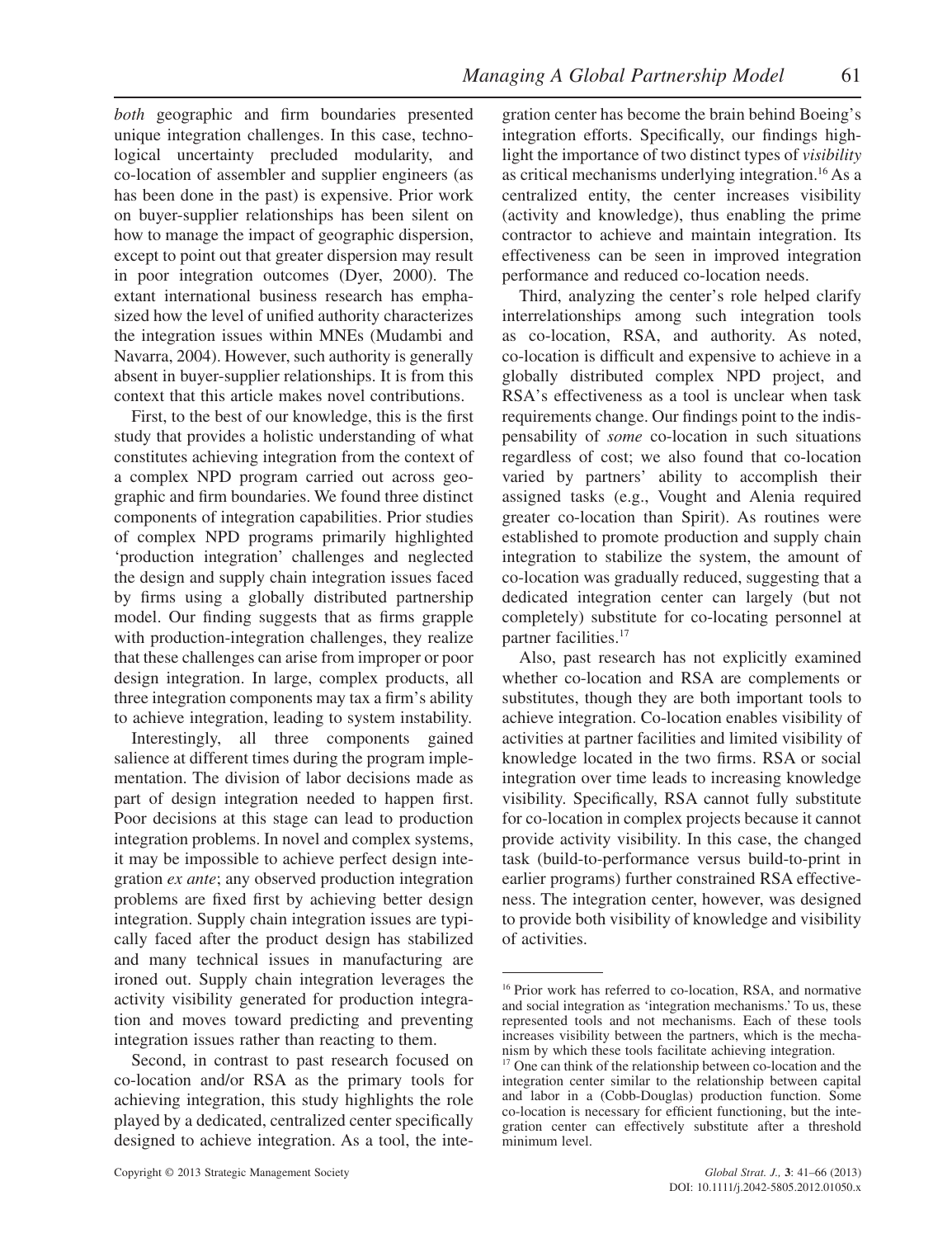*both* geographic and firm boundaries presented unique integration challenges. In this case, technological uncertainty precluded modularity, and co-location of assembler and supplier engineers (as has been done in the past) is expensive. Prior work on buyer-supplier relationships has been silent on how to manage the impact of geographic dispersion, except to point out that greater dispersion may result in poor integration outcomes (Dyer, 2000). The extant international business research has emphasized how the level of unified authority characterizes the integration issues within MNEs (Mudambi and Navarra, 2004). However, such authority is generally absent in buyer-supplier relationships. It is from this context that this article makes novel contributions.

First, to the best of our knowledge, this is the first study that provides a holistic understanding of what constitutes achieving integration from the context of a complex NPD program carried out across geographic and firm boundaries. We found three distinct components of integration capabilities. Prior studies of complex NPD programs primarily highlighted 'production integration' challenges and neglected the design and supply chain integration issues faced by firms using a globally distributed partnership model. Our finding suggests that as firms grapple with production-integration challenges, they realize that these challenges can arise from improper or poor design integration. In large, complex products, all three integration components may tax a firm's ability to achieve integration, leading to system instability.

Interestingly, all three components gained salience at different times during the program implementation. The division of labor decisions made as part of design integration needed to happen first. Poor decisions at this stage can lead to production integration problems. In novel and complex systems, it may be impossible to achieve perfect design integration *ex ante*; any observed production integration problems are fixed first by achieving better design integration. Supply chain integration issues are typically faced after the product design has stabilized and many technical issues in manufacturing are ironed out. Supply chain integration leverages the activity visibility generated for production integration and moves toward predicting and preventing integration issues rather than reacting to them.

Second, in contrast to past research focused on co-location and/or RSA as the primary tools for achieving integration, this study highlights the role played by a dedicated, centralized center specifically designed to achieve integration. As a tool, the integration center has become the brain behind Boeing's integration efforts. Specifically, our findings highlight the importance of two distinct types of *visibility* as critical mechanisms underlying integration.[16] As a centralized entity, the center increases visibility (activity and knowledge), thus enabling the prime contractor to achieve and maintain integration. Its effectiveness can be seen in improved integration performance and reduced co-location needs.

Third, analyzing the center's role helped clarify interrelationships among such integration tools as co-location, RSA, and authority. As noted, co-location is difficult and expensive to achieve in a globally distributed complex NPD project, and RSA's effectiveness as a tool is unclear when task requirements change. Our findings point to the indispensability of *some* co-location in such situations regardless of cost; we also found that co-location varied by partners' ability to accomplish their assigned tasks (e.g., Vought and Alenia required greater co-location than Spirit). As routines were established to promote production and supply chain integration to stabilize the system, the amount of co-location was gradually reduced, suggesting that a dedicated integration center can largely (but not completely) substitute for co-locating personnel at partner facilities.[17]

Also, past research has not explicitly examined whether co-location and RSA are complements or substitutes, though they are both important tools to achieve integration. Co-location enables visibility of activities at partner facilities and limited visibility of knowledge located in the two firms. RSA or social integration over time leads to increasing knowledge visibility. Specifically, RSA cannot fully substitute for co-location in complex projects because it cannot provide activity visibility. In this case, the changed task (build-to-performance versus build-to-print in earlier programs) further constrained RSA effectiveness. The integration center, however, was designed to provide both visibility of knowledge and visibility of activities.

[16] Prior work has referred to co-location, RSA, and normative and social integration as 'integration mechanisms.' To us, these represented tools and not mechanisms. Each of these tools increases visibility between the partners, which is the mechanism by which these tools facilitate achieving integration.

[17] One can think of the relationship between co-location and the integration center similar to the relationship between capital and labor in a (Cobb-Douglas) production function. Some co-location is necessary for efficient functioning, but the integration center can effectively substitute after a threshold minimum level.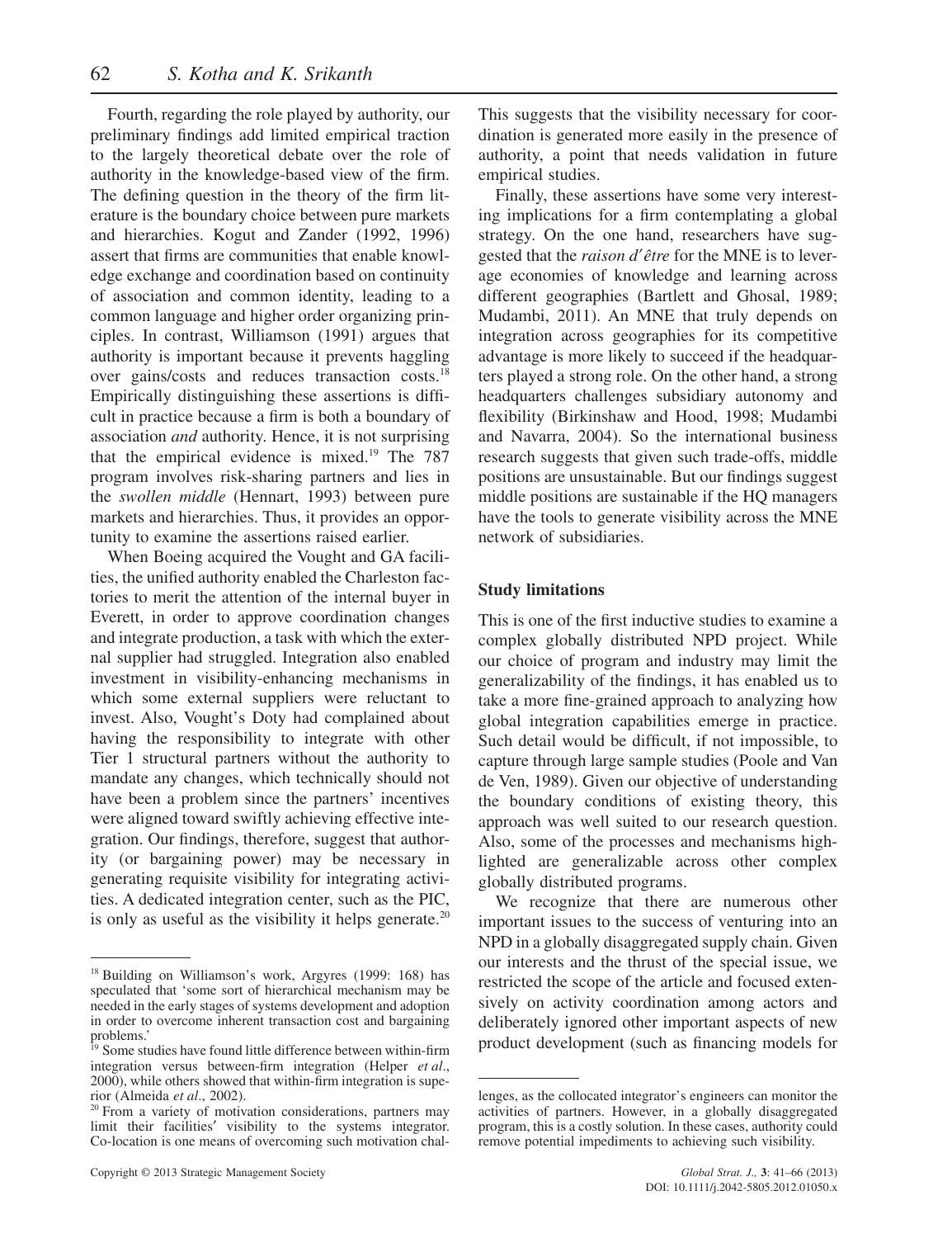Fourth, regarding the role played by authority, our preliminary findings add limited empirical traction to the largely theoretical debate over the role of authority in the knowledge-based view of the firm. The defining question in the theory of the firm literature is the boundary choice between pure markets and hierarchies. Kogut and Zander (1992, 1996) assert that firms are communities that enable knowledge exchange and coordination based on continuity of association and common identity, leading to a common language and higher order organizing principles. In contrast, Williamson (1991) argues that authority is important because it prevents haggling over gains/costs and reduces transaction costs.[18] Empirically distinguishing these assertions is difficult in practice because a firm is both a boundary of association *and* authority. Hence, it is not surprising that the empirical evidence is mixed.[19] The 787 program involves risk-sharing partners and lies in the *swollen middle* (Hennart, 1993) between pure markets and hierarchies. Thus, it provides an opportunity to examine the assertions raised earlier.

When Boeing acquired the Vought and GA facilities, the unified authority enabled the Charleston factories to merit the attention of the internal buyer in Everett, in order to approve coordination changes and integrate production, a task with which the external supplier had struggled. Integration also enabled investment in visibility-enhancing mechanisms in which some external suppliers were reluctant to invest. Also, Vought's Doty had complained about having the responsibility to integrate with other Tier 1 structural partners without the authority to mandate any changes, which technically should not have been a problem since the partners' incentives were aligned toward swiftly achieving effective integration. Our findings, therefore, suggest that authority (or bargaining power) may be necessary in generating requisite visibility for integrating activities. A dedicated integration center, such as the PIC, is only as useful as the visibility it helps generate.[20] This suggests that the visibility necessary for coordination is generated more easily in the presence of authority, a point that needs validation in future empirical studies.

Finally, these assertions have some very interesting implications for a firm contemplating a global strategy. On the one hand, researchers have suggested that the *raison d′être* for the MNE is to leverage economies of knowledge and learning across different geographies (Bartlett and Ghosal, 1989; Mudambi, 2011). An MNE that truly depends on integration across geographies for its competitive advantage is more likely to succeed if the headquarters played a strong role. On the other hand, a strong headquarters challenges subsidiary autonomy and flexibility (Birkinshaw and Hood, 1998; Mudambi and Navarra, 2004). So the international business research suggests that given such trade-offs, middle positions are unsustainable. But our findings suggest middle positions are sustainable if the HQ managers have the tools to generate visibility across the MNE network of subsidiaries.

### Study limitations

This is one of the first inductive studies to examine a complex globally distributed NPD project. While our choice of program and industry may limit the generalizability of the findings, it has enabled us to take a more fine-grained approach to analyzing how global integration capabilities emerge in practice. Such detail would be difficult, if not impossible, to capture through large sample studies (Poole and Van de Ven, 1989). Given our objective of understanding the boundary conditions of existing theory, this approach was well suited to our research question. Also, some of the processes and mechanisms highlighted are generalizable across other complex globally distributed programs.

We recognize that there are numerous other important issues to the success of venturing into an NPD in a globally disaggregated supply chain. Given our interests and the thrust of the special issue, we restricted the scope of the article and focused extensively on activity coordination among actors and deliberately ignored other important aspects of new product development (such as financing models for

---

[18] Building on Williamson's work, Argyres (1999: 168) has speculated that 'some sort of hierarchical mechanism may be needed in the early stages of systems development and adoption in order to overcome inherent transaction cost and bargaining problems.'

[19] Some studies have found little difference between within-firm integration versus between-firm integration (Helper *et al*., 2000), while others showed that within-firm integration is superior (Almeida *et al*., 2002).

[20] From a variety of motivation considerations, partners may limit their facilities′ visibility to the systems integrator. Co-location is one means of overcoming such motivation challenges, as the collocated integrator's engineers can monitor the activities of partners. However, in a globally disaggregated program, this is a costly solution. In these cases, authority could remove potential impediments to achieving such visibility.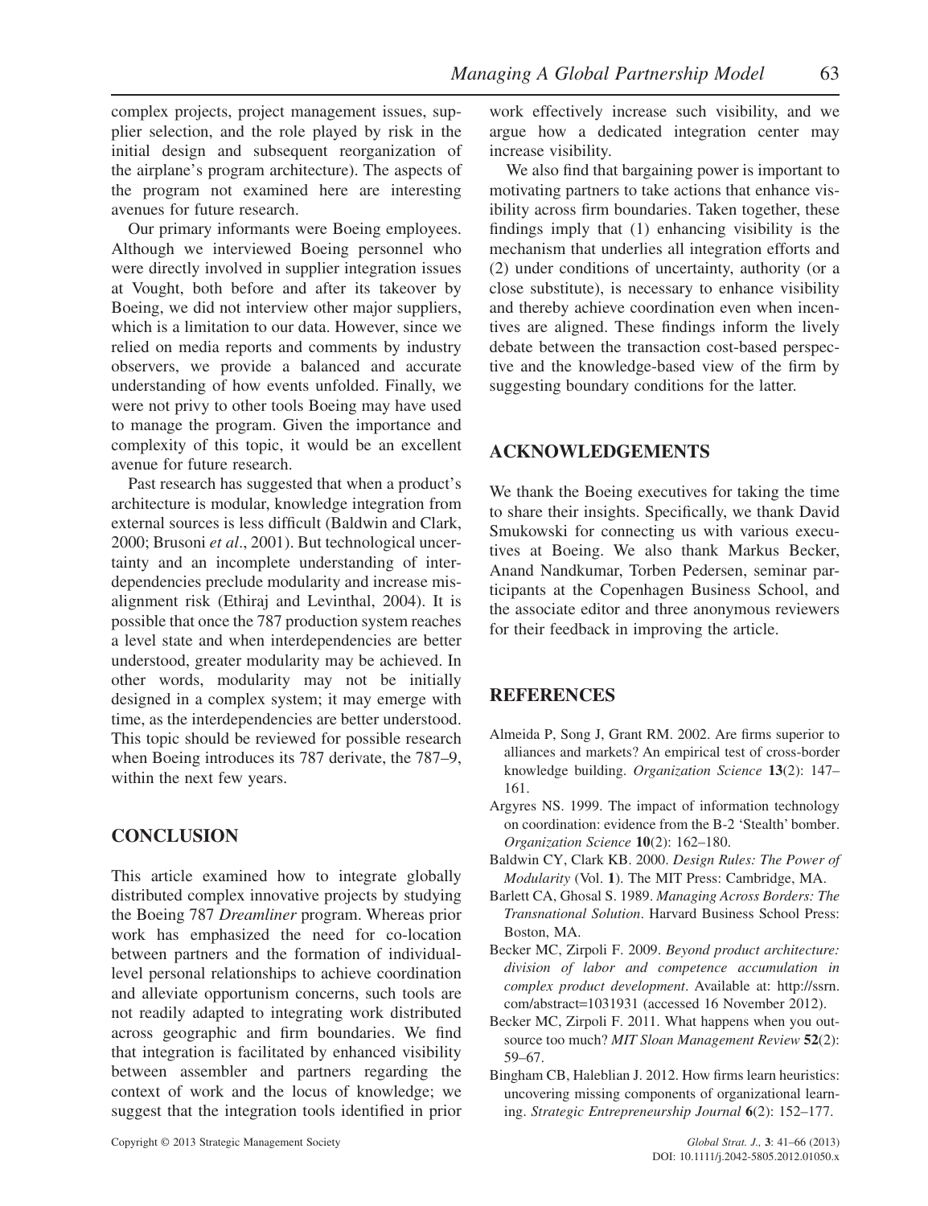complex projects, project management issues, supplier selection, and the role played by risk in the initial design and subsequent reorganization of the airplane's program architecture). The aspects of the program not examined here are interesting avenues for future research.

Our primary informants were Boeing employees. Although we interviewed Boeing personnel who were directly involved in supplier integration issues at Vought, both before and after its takeover by Boeing, we did not interview other major suppliers, which is a limitation to our data. However, since we relied on media reports and comments by industry observers, we provide a balanced and accurate understanding of how events unfolded. Finally, we were not privy to other tools Boeing may have used to manage the program. Given the importance and complexity of this topic, it would be an excellent avenue for future research.

Past research has suggested that when a product's architecture is modular, knowledge integration from external sources is less difficult (Baldwin and Clark, 2000; Brusoni *et al*., 2001). But technological uncertainty and an incomplete understanding of interdependencies preclude modularity and increase misalignment risk (Ethiraj and Levinthal, 2004). It is possible that once the 787 production system reaches a level state and when interdependencies are better understood, greater modularity may be achieved. In other words, modularity may not be initially designed in a complex system; it may emerge with time, as the interdependencies are better understood. This topic should be reviewed for possible research when Boeing introduces its 787 derivate, the 787–9, within the next few years.

## CONCLUSION

This article examined how to integrate globally distributed complex innovative projects by studying the Boeing 787 *Dreamliner* program. Whereas prior work has emphasized the need for co-location between partners and the formation of individual-level personal relationships to achieve coordination and alleviate opportunism concerns, such tools are not readily adapted to integrating work distributed across geographic and firm boundaries. We find that integration is facilitated by enhanced visibility between assembler and partners regarding the context of work and the locus of knowledge; we suggest that the integration tools identified in prior work effectively increase such visibility, and we argue how a dedicated integration center may increase visibility.

We also find that bargaining power is important to motivating partners to take actions that enhance visibility across firm boundaries. Taken together, these findings imply that (1) enhancing visibility is the mechanism that underlies all integration efforts and (2) under conditions of uncertainty, authority (or a close substitute), is necessary to enhance visibility and thereby achieve coordination even when incentives are aligned. These findings inform the lively debate between the transaction cost-based perspective and the knowledge-based view of the firm by suggesting boundary conditions for the latter.

## ACKNOWLEDGEMENTS

We thank the Boeing executives for taking the time to share their insights. Specifically, we thank David Smukowski for connecting us with various executives at Boeing. We also thank Markus Becker, Anand Nandkumar, Torben Pedersen, seminar participants at the Copenhagen Business School, and the associate editor and three anonymous reviewers for their feedback in improving the article.

## REFERENCES

Almeida P, Song J, Grant RM. 2002. Are firms superior to alliances and markets? An empirical test of cross-border knowledge building. *Organization Science* **13**(2): 147–161.

Argyres NS. 1999. The impact of information technology on coordination: evidence from the B-2 'Stealth' bomber. *Organization Science* **10**(2): 162–180.

Baldwin CY, Clark KB. 2000. *Design Rules: The Power of Modularity* (Vol. **1**). The MIT Press: Cambridge, MA.

Barlett CA, Ghosal S. 1989. *Managing Across Borders: The Transnational Solution*. Harvard Business School Press: Boston, MA.

Becker MC, Zirpoli F. 2009. *Beyond product architecture: division of labor and competence accumulation in complex product development*. Available at: http://ssrn.com/abstract=1031931 (accessed 16 November 2012).

Becker MC, Zirpoli F. 2011. What happens when you outsource too much? *MIT Sloan Management Review* **52**(2): 59–67.

Bingham CB, Haleblian J. 2012. How firms learn heuristics: uncovering missing components of organizational learning. *Strategic Entrepreneurship Journal* **6**(2): 152–177.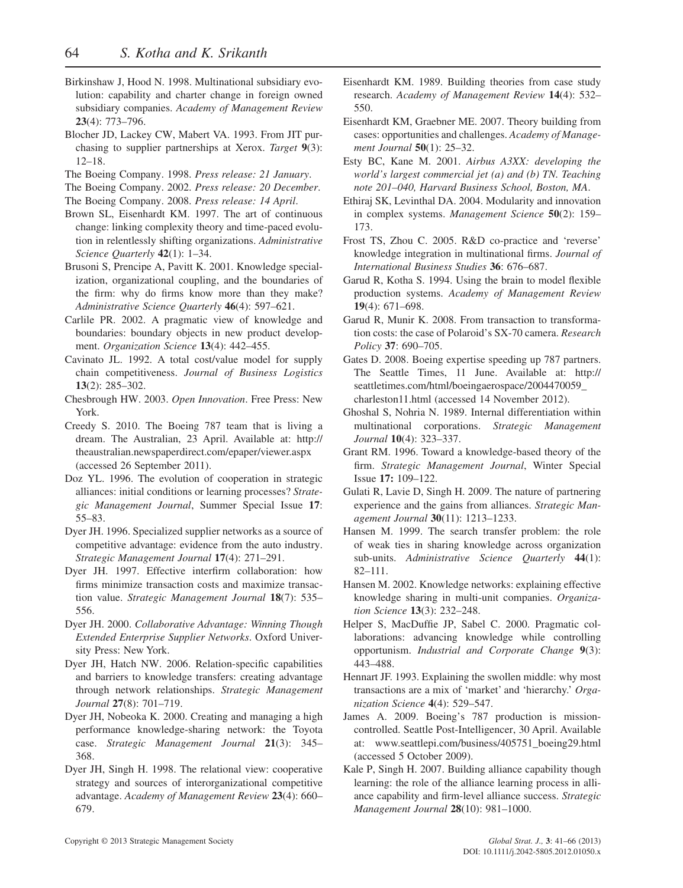Birkinshaw J, Hood N. 1998. Multinational subsidiary evolution: capability and charter change in foreign owned subsidiary companies. *Academy of Management Review* **23**(4): 773–796.

Blocher JD, Lackey CW, Mabert VA. 1993. From JIT purchasing to supplier partnerships at Xerox. *Target* **9**(3): 12–18.

The Boeing Company. 1998. *Press release: 21 January*.

The Boeing Company. 2002. *Press release: 20 December*.

The Boeing Company. 2008. *Press release: 14 April*.

Brown SL, Eisenhardt KM. 1997. The art of continuous change: linking complexity theory and time-paced evolution in relentlessly shifting organizations. *Administrative Science Quarterly* **42**(1): 1–34.

Brusoni S, Prencipe A, Pavitt K. 2001. Knowledge specialization, organizational coupling, and the boundaries of the firm: why do firms know more than they make? *Administrative Science Quarterly* **46**(4): 597–621.

Carlile PR. 2002. A pragmatic view of knowledge and boundaries: boundary objects in new product development. *Organization Science* **13**(4): 442–455.

Cavinato JL. 1992. A total cost/value model for supply chain competitiveness. *Journal of Business Logistics* **13**(2): 285–302.

Chesbrough HW. 2003. *Open Innovation*. Free Press: New York.

Creedy S. 2010. The Boeing 787 team that is living a dream. The Australian, 23 April. Available at: http://theaustralian.newspaperdirect.com/epaper/viewer.aspx (accessed 26 September 2011).

Doz YL. 1996. The evolution of cooperation in strategic alliances: initial conditions or learning processes? *Strategic Management Journal*, Summer Special Issue **17**: 55–83.

Dyer JH. 1996. Specialized supplier networks as a source of competitive advantage: evidence from the auto industry. *Strategic Management Journal* **17**(4): 271–291.

Dyer JH. 1997. Effective interfirm collaboration: how firms minimize transaction costs and maximize transaction value. *Strategic Management Journal* **18**(7): 535–556.

Dyer JH. 2000. *Collaborative Advantage: Winning Though Extended Enterprise Supplier Networks*. Oxford University Press: New York.

Dyer JH, Hatch NW. 2006. Relation-specific capabilities and barriers to knowledge transfers: creating advantage through network relationships. *Strategic Management Journal* **27**(8): 701–719.

Dyer JH, Nobeoka K. 2000. Creating and managing a high performance knowledge-sharing network: the Toyota case. *Strategic Management Journal* **21**(3): 345–368.

Dyer JH, Singh H. 1998. The relational view: cooperative strategy and sources of interorganizational competitive advantage. *Academy of Management Review* **23**(4): 660–679.

Eisenhardt KM. 1989. Building theories from case study research. *Academy of Management Review* **14**(4): 532–550.

Eisenhardt KM, Graebner ME. 2007. Theory building from cases: opportunities and challenges. *Academy of Management Journal* **50**(1): 25–32.

Esty BC, Kane M. 2001. *Airbus A3XX: developing the world's largest commercial jet (a) and (b) TN. Teaching note 201–040, Harvard Business School, Boston, MA*.

Ethiraj SK, Levinthal DA. 2004. Modularity and innovation in complex systems. *Management Science* **50**(2): 159–173.

Frost TS, Zhou C. 2005. R&D co-practice and 'reverse' knowledge integration in multinational firms. *Journal of International Business Studies* **36**: 676–687.

Garud R, Kotha S. 1994. Using the brain to model flexible production systems. *Academy of Management Review* **19**(4): 671–698.

Garud R, Munir K. 2008. From transaction to transformation costs: the case of Polaroid's SX-70 camera. *Research Policy* **37**: 690–705.

Gates D. 2008. Boeing expertise speeding up 787 partners. The Seattle Times, 11 June. Available at: http://seattletimes.com/html/boeingaerospace/2004470059_charleston11.html (accessed 14 November 2012).

Ghoshal S, Nohria N. 1989. Internal differentiation within multinational corporations. *Strategic Management Journal* **10**(4): 323–337.

Grant RM. 1996. Toward a knowledge-based theory of the firm. *Strategic Management Journal*, Winter Special Issue **17:** 109–122.

Gulati R, Lavie D, Singh H. 2009. The nature of partnering experience and the gains from alliances. *Strategic Management Journal* **30**(11): 1213–1233.

Hansen M. 1999. The search transfer problem: the role of weak ties in sharing knowledge across organization sub-units. *Administrative Science Quarterly* **44**(1): 82–111.

Hansen M. 2002. Knowledge networks: explaining effective knowledge sharing in multi-unit companies. *Organization Science* **13**(3): 232–248.

Helper S, MacDuffie JP, Sabel C. 2000. Pragmatic collaborations: advancing knowledge while controlling opportunism. *Industrial and Corporate Change* **9**(3): 443–488.

Hennart JF. 1993. Explaining the swollen middle: why most transactions are a mix of 'market' and 'hierarchy.' *Organization Science* **4**(4): 529–547.

James A. 2009. Boeing's 787 production is mission-controlled. Seattle Post-Intelligencer, 30 April. Available at: www.seattlepi.com/business/405751_boeing29.html (accessed 5 October 2009).

Kale P, Singh H. 2007. Building alliance capability though learning: the role of the alliance learning process in alliance capability and firm-level alliance success. *Strategic Management Journal* **28**(10): 981–1000.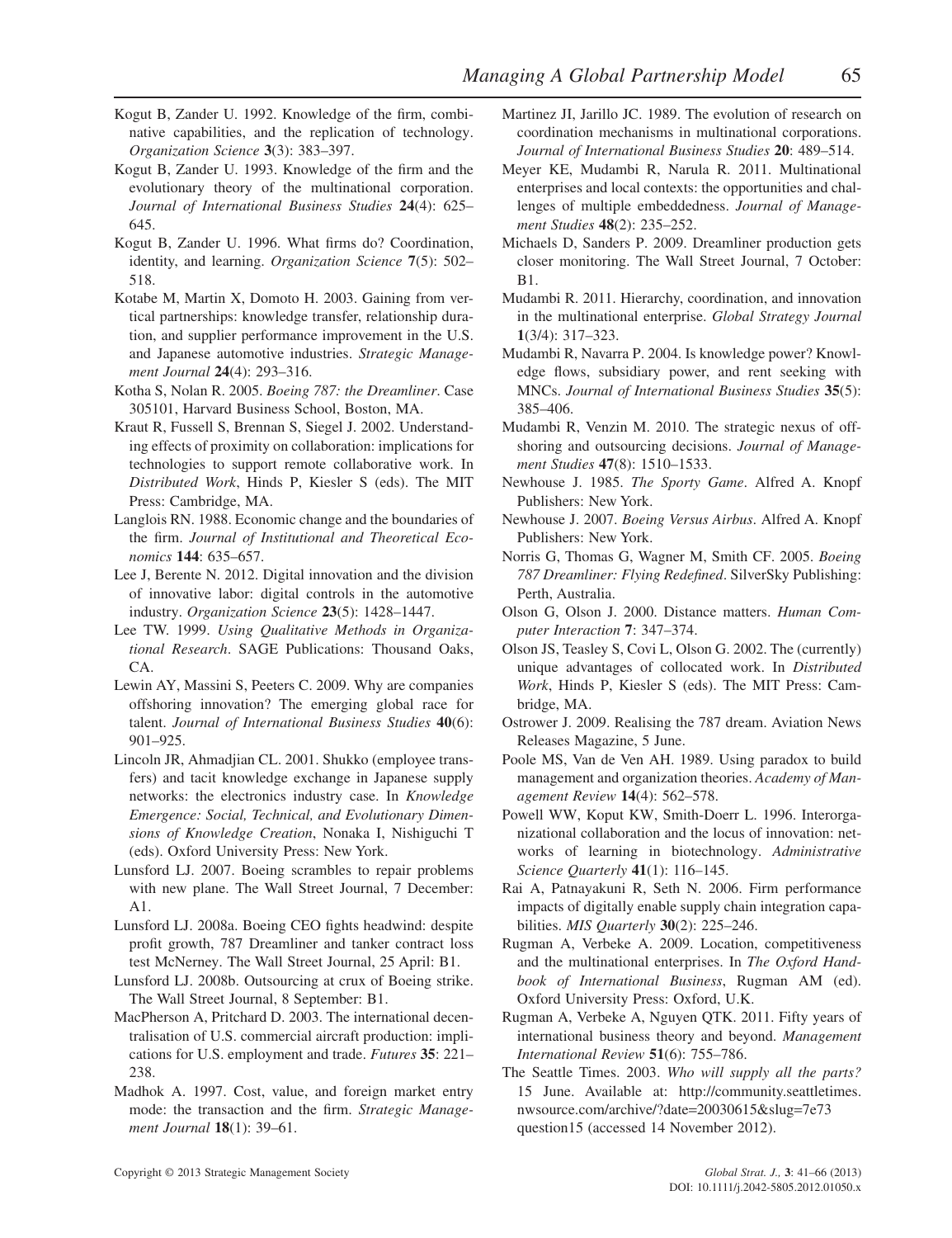Kogut B, Zander U. 1992. Knowledge of the firm, combinative capabilities, and the replication of technology. *Organization Science* **3**(3): 383–397.

Kogut B, Zander U. 1993. Knowledge of the firm and the evolutionary theory of the multinational corporation. *Journal of International Business Studies* **24**(4): 625–645.

Kogut B, Zander U. 1996. What firms do? Coordination, identity, and learning. *Organization Science* **7**(5): 502–518.

Kotabe M, Martin X, Domoto H. 2003. Gaining from vertical partnerships: knowledge transfer, relationship duration, and supplier performance improvement in the U.S. and Japanese automotive industries. *Strategic Management Journal* **24**(4): 293–316.

Kotha S, Nolan R. 2005. *Boeing 787: the Dreamliner*. Case 305101, Harvard Business School, Boston, MA.

Kraut R, Fussell S, Brennan S, Siegel J. 2002. Understanding effects of proximity on collaboration: implications for technologies to support remote collaborative work. In *Distributed Work*, Hinds P, Kiesler S (eds). The MIT Press: Cambridge, MA.

Langlois RN. 1988. Economic change and the boundaries of the firm. *Journal of Institutional and Theoretical Economics* **144**: 635–657.

Lee J, Berente N. 2012. Digital innovation and the division of innovative labor: digital controls in the automotive industry. *Organization Science* **23**(5): 1428–1447.

Lee TW. 1999. *Using Qualitative Methods in Organizational Research*. SAGE Publications: Thousand Oaks, CA.

Lewin AY, Massini S, Peeters C. 2009. Why are companies offshoring innovation? The emerging global race for talent. *Journal of International Business Studies* **40**(6): 901–925.

Lincoln JR, Ahmadjian CL. 2001. Shukko (employee transfers) and tacit knowledge exchange in Japanese supply networks: the electronics industry case. In *Knowledge Emergence: Social, Technical, and Evolutionary Dimensions of Knowledge Creation*, Nonaka I, Nishiguchi T (eds). Oxford University Press: New York.

Lunsford LJ. 2007. Boeing scrambles to repair problems with new plane. The Wall Street Journal, 7 December: A1.

Lunsford LJ. 2008a. Boeing CEO fights headwind: despite profit growth, 787 Dreamliner and tanker contract loss test McNerney. The Wall Street Journal, 25 April: B1.

Lunsford LJ. 2008b. Outsourcing at crux of Boeing strike. The Wall Street Journal, 8 September: B1.

MacPherson A, Pritchard D. 2003. The international decentralisation of U.S. commercial aircraft production: implications for U.S. employment and trade. *Futures* **35**: 221–238.

Madhok A. 1997. Cost, value, and foreign market entry mode: the transaction and the firm. *Strategic Management Journal* **18**(1): 39–61.

Martinez JI, Jarillo JC. 1989. The evolution of research on coordination mechanisms in multinational corporations. *Journal of International Business Studies* **20**: 489–514.

Meyer KE, Mudambi R, Narula R. 2011. Multinational enterprises and local contexts: the opportunities and challenges of multiple embeddedness. *Journal of Management Studies* **48**(2): 235–252.

Michaels D, Sanders P. 2009. Dreamliner production gets closer monitoring. The Wall Street Journal, 7 October: B1.

Mudambi R. 2011. Hierarchy, coordination, and innovation in the multinational enterprise. *Global Strategy Journal* **1**(3/4): 317–323.

Mudambi R, Navarra P. 2004. Is knowledge power? Knowledge flows, subsidiary power, and rent seeking with MNCs. *Journal of International Business Studies* **35**(5): 385–406.

Mudambi R, Venzin M. 2010. The strategic nexus of offshoring and outsourcing decisions. *Journal of Management Studies* **47**(8): 1510–1533.

Newhouse J. 1985. *The Sporty Game*. Alfred A. Knopf Publishers: New York.

Newhouse J. 2007. *Boeing Versus Airbus*. Alfred A. Knopf Publishers: New York.

Norris G, Thomas G, Wagner M, Smith CF. 2005. *Boeing 787 Dreamliner: Flying Redefined*. SilverSky Publishing: Perth, Australia.

Olson G, Olson J. 2000. Distance matters. *Human Computer Interaction* **7**: 347–374.

Olson JS, Teasley S, Covi L, Olson G. 2002. The (currently) unique advantages of collocated work. In *Distributed Work*, Hinds P, Kiesler S (eds). The MIT Press: Cambridge, MA.

Ostrower J. 2009. Realising the 787 dream. Aviation News Releases Magazine, 5 June.

Poole MS, Van de Ven AH. 1989. Using paradox to build management and organization theories. *Academy of Management Review* **14**(4): 562–578.

Powell WW, Koput KW, Smith-Doerr L. 1996. Interorganizational collaboration and the locus of innovation: networks of learning in biotechnology. *Administrative Science Quarterly* **41**(1): 116–145.

Rai A, Patnayakuni R, Seth N. 2006. Firm performance impacts of digitally enable supply chain integration capabilities. *MIS Quarterly* **30**(2): 225–246.

Rugman A, Verbeke A. 2009. Location, competitiveness and the multinational enterprises. In *The Oxford Handbook of International Business*, Rugman AM (ed). Oxford University Press: Oxford, U.K.

Rugman A, Verbeke A, Nguyen QTK. 2011. Fifty years of international business theory and beyond. *Management International Review* **51**(6): 755–786.

The Seattle Times. 2003. *Who will supply all the parts?* 15 June. Available at: http://community.seattletimes.nwsource.com/archive/?date=20030615&slug=7e73question15 (accessed 14 November 2012).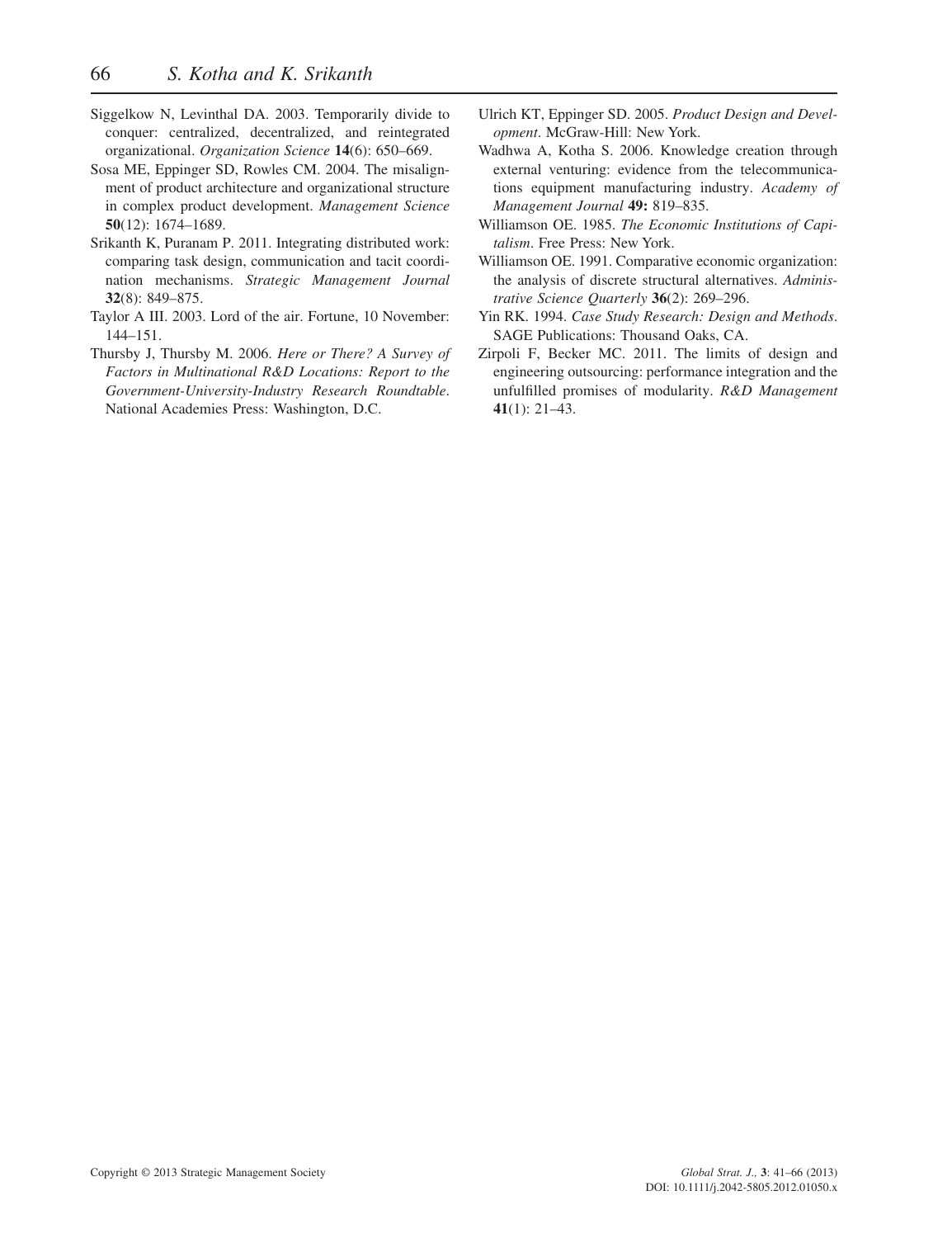Siggelkow N, Levinthal DA. 2003. Temporarily divide to conquer: centralized, decentralized, and reintegrated organizational. *Organization Science* **14**(6): 650–669.

Sosa ME, Eppinger SD, Rowles CM. 2004. The misalignment of product architecture and organizational structure in complex product development. *Management Science* **50**(12): 1674–1689.

Srikanth K, Puranam P. 2011. Integrating distributed work: comparing task design, communication and tacit coordination mechanisms. *Strategic Management Journal* **32**(8): 849–875.

Taylor A III. 2003. Lord of the air. Fortune, 10 November: 144–151.

Thursby J, Thursby M. 2006. *Here or There? A Survey of Factors in Multinational R&D Locations: Report to the Government-University-Industry Research Roundtable*. National Academies Press: Washington, D.C.

Ulrich KT, Eppinger SD. 2005. *Product Design and Development*. McGraw-Hill: New York.

Wadhwa A, Kotha S. 2006. Knowledge creation through external venturing: evidence from the telecommunications equipment manufacturing industry. *Academy of Management Journal* **49:** 819–835.

Williamson OE. 1985. *The Economic Institutions of Capitalism*. Free Press: New York.

Williamson OE. 1991. Comparative economic organization: the analysis of discrete structural alternatives. *Administrative Science Quarterly* **36**(2): 269–296.

Yin RK. 1994. *Case Study Research: Design and Methods*. SAGE Publications: Thousand Oaks, CA.

Zirpoli F, Becker MC. 2011. The limits of design and engineering outsourcing: performance integration and the unfulfilled promises of modularity. *R&D Management* **41**(1): 21–43.